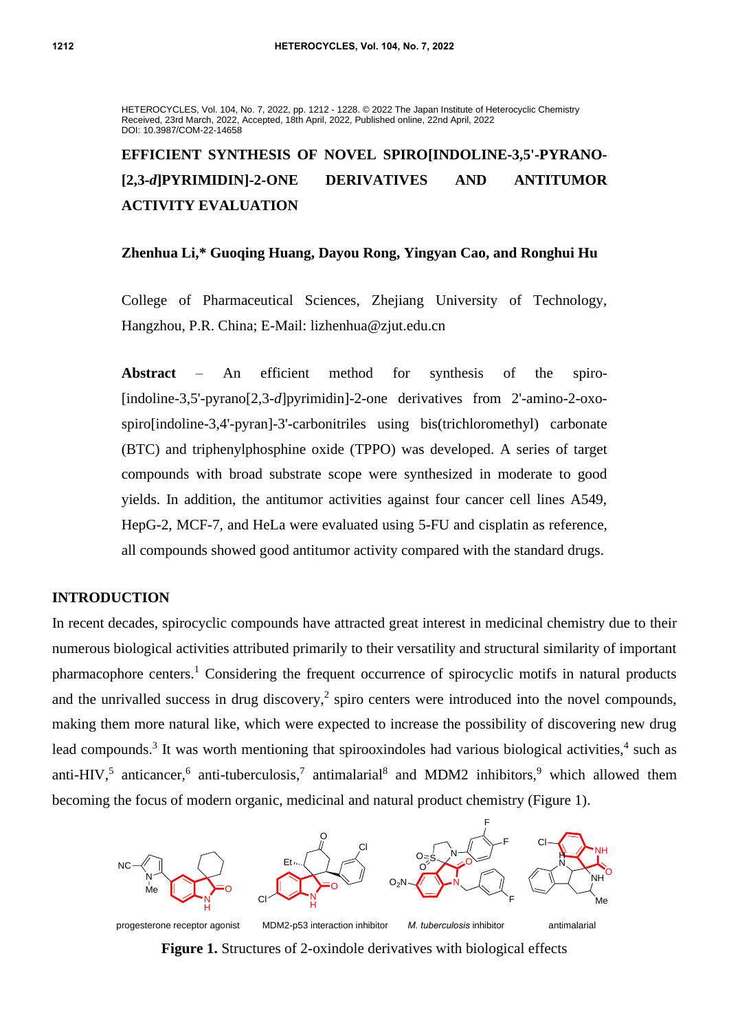HETEROCYCLES, Vol. 104, No. 7, 2022, pp. 1212 - 1228. © 2022 The Japan Institute of Heterocyclic Chemistry
Received, 23rd March, 2022, Accepted, 18th April, 2022, Published online, 22nd April, 2022
DOI: 10.3987/COM-22-14658

# EFFICIENT SYNTHESIS OF NOVEL SPIRO[INDOLINE-3,5'-PYRANO-[2,3-*d*]PYRIMIDIN]-2-ONE DERIVATIVES AND ANTITUMOR ACTIVITY EVALUATION

**Zhenhua Li,* Guoqing Huang, Dayou Rong, Yingyan Cao, and Ronghui Hu**

College of Pharmaceutical Sciences, Zhejiang University of Technology, Hangzhou, P.R. China; E-Mail: lizhenhua@zjut.edu.cn

**Abstract** – An efficient method for synthesis of the spiro-[indoline-3,5'-pyrano[2,3-*d*]pyrimidin]-2-one derivatives from 2'-amino-2-oxo-spiro[indoline-3,4'-pyran]-3'-carbonitriles using bis(trichloromethyl) carbonate (BTC) and triphenylphosphine oxide (TPPO) was developed. A series of target compounds with broad substrate scope were synthesized in moderate to good yields. In addition, the antitumor activities against four cancer cell lines A549, HepG-2, MCF-7, and HeLa were evaluated using 5-FU and cisplatin as reference, all compounds showed good antitumor activity compared with the standard drugs.

## INTRODUCTION

In recent decades, spirocyclic compounds have attracted great interest in medicinal chemistry due to their numerous biological activities attributed primarily to their versatility and structural similarity of important pharmacophore centers.[1] Considering the frequent occurrence of spirocyclic motifs in natural products and the unrivalled success in drug discovery,[2] spiro centers were introduced into the novel compounds, making them more natural like, which were expected to increase the possibility of discovering new drug lead compounds.[3] It was worth mentioning that spirooxindoles had various biological activities,[4] such as anti-HIV,[5] anticancer,[6] anti-tuberculosis,[7] antimalarial[8] and MDM2 inhibitors,[9] which allowed them becoming the focus of modern organic, medicinal and natural product chemistry (Figure 1).

progesterone receptor agonist — MDM2-p53 interaction inhibitor — *M. tuberculosis* inhibitor — antimalarial

**Figure 1.** Structures of 2-oxindole derivatives with biological effects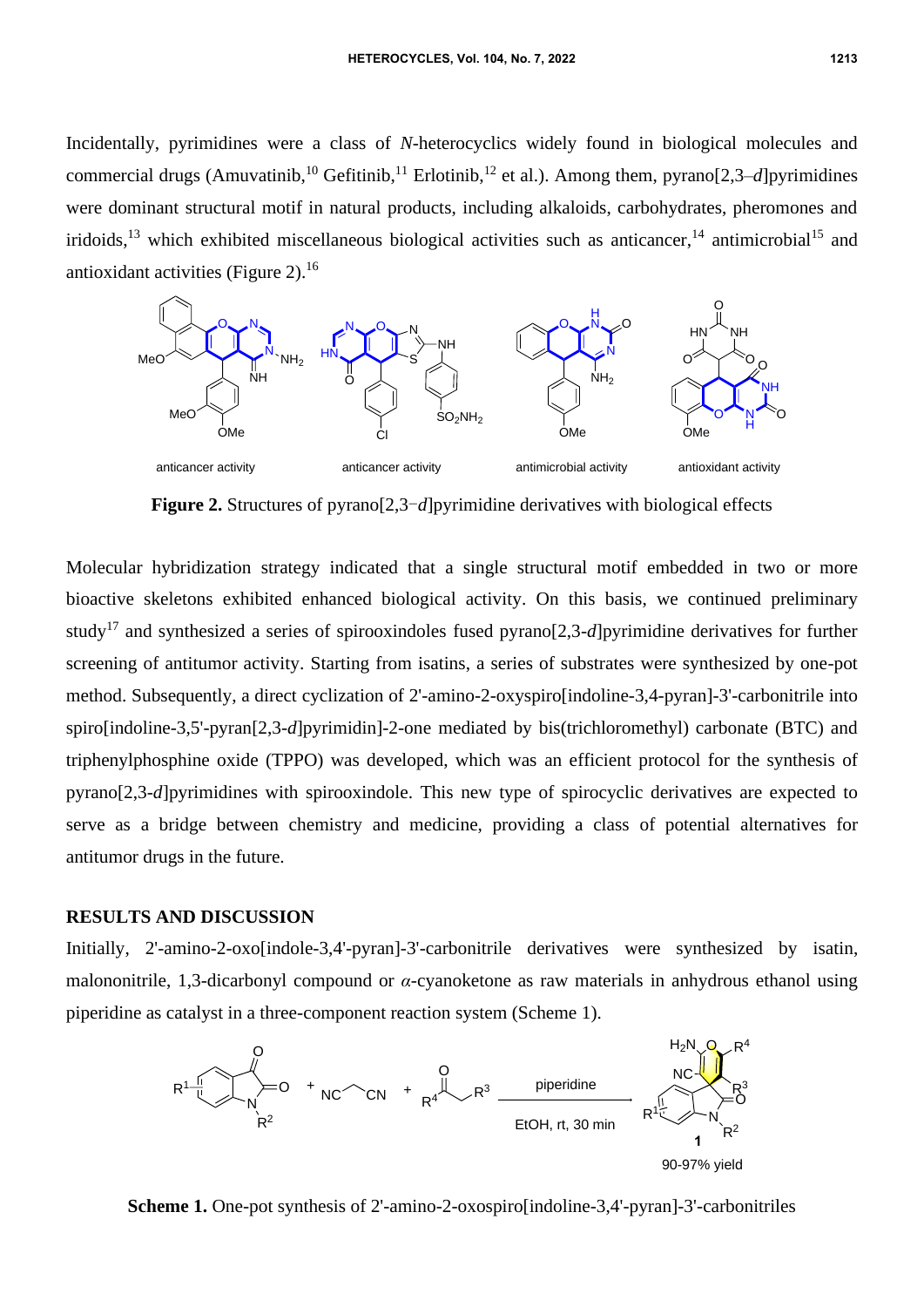Incidentally, pyrimidines were a class of *N*-heterocyclics widely found in biological molecules and commercial drugs (Amuvatinib,[10] Gefitinib,[11] Erlotinib,[12] et al.). Among them, pyrano[2,3–*d*]pyrimidines were dominant structural motif in natural products, including alkaloids, carbohydrates, pheromones and iridoids,[13] which exhibited miscellaneous biological activities such as anticancer,[14] antimicrobial[15] and antioxidant activities (Figure 2).[16]

anticancer activity anticancer activity antimicrobial activity antioxidant activity

**Figure 2.** Structures of pyrano[2,3−*d*]pyrimidine derivatives with biological effects

Molecular hybridization strategy indicated that a single structural motif embedded in two or more bioactive skeletons exhibited enhanced biological activity. On this basis, we continued preliminary study[17] and synthesized a series of spirooxindoles fused pyrano[2,3-*d*]pyrimidine derivatives for further screening of antitumor activity. Starting from isatins, a series of substrates were synthesized by one-pot method. Subsequently, a direct cyclization of 2'-amino-2-oxyspiro[indoline-3,4-pyran]-3'-carbonitrile into spiro[indoline-3,5'-pyran[2,3-*d*]pyrimidin]-2-one mediated by bis(trichloromethyl) carbonate (BTC) and triphenylphosphine oxide (TPPO) was developed, which was an efficient protocol for the synthesis of pyrano[2,3-*d*]pyrimidines with spirooxindole. This new type of spirocyclic derivatives are expected to serve as a bridge between chemistry and medicine, providing a class of potential alternatives for antitumor drugs in the future.

## RESULTS AND DISCUSSION

Initially, 2'-amino-2-oxo[indole-3,4'-pyran]-3'-carbonitrile derivatives were synthesized by isatin, malononitrile, 1,3-dicarbonyl compound or *α*-cyanoketone as raw materials in anhydrous ethanol using piperidine as catalyst in a three-component reaction system (Scheme 1).

piperidine, EtOH, rt, 30 min; **1**, 90-97% yield

**Scheme 1.** One-pot synthesis of 2'-amino-2-oxospiro[indoline-3,4'-pyran]-3'-carbonitriles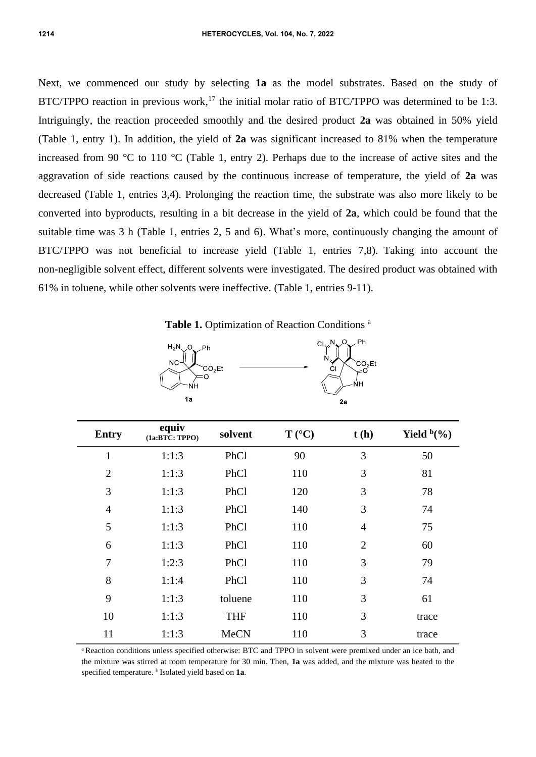Next, we commenced our study by selecting **1a** as the model substrates. Based on the study of BTC/TPPO reaction in previous work,[17] the initial molar ratio of BTC/TPPO was determined to be 1:3. Intriguingly, the reaction proceeded smoothly and the desired product **2a** was obtained in 50% yield (Table 1, entry 1). In addition, the yield of **2a** was significant increased to 81% when the temperature increased from 90 °C to 110 °C (Table 1, entry 2). Perhaps due to the increase of active sites and the aggravation of side reactions caused by the continuous increase of temperature, the yield of **2a** was decreased (Table 1, entries 3,4). Prolonging the reaction time, the substrate was also more likely to be converted into byproducts, resulting in a bit decrease in the yield of **2a**, which could be found that the suitable time was 3 h (Table 1, entries 2, 5 and 6). What's more, continuously changing the amount of BTC/TPPO was not beneficial to increase yield (Table 1, entries 7,8). Taking into account the non-negligible solvent effect, different solvents were investigated. The desired product was obtained with 61% in toluene, while other solvents were ineffective. (Table 1, entries 9-11).

**Table 1.** Optimization of Reaction Conditions [a]

| Entry | equiv (1a:BTC: TPPO) | solvent | T (°C) | t (h) | Yield [b](%) |
|---|---|---|---|---|---|
| 1 | 1:1:3 | PhCl | 90 | 3 | 50 |
| 2 | 1:1:3 | PhCl | 110 | 3 | 81 |
| 3 | 1:1:3 | PhCl | 120 | 3 | 78 |
| 4 | 1:1:3 | PhCl | 140 | 3 | 74 |
| 5 | 1:1:3 | PhCl | 110 | 4 | 75 |
| 6 | 1:1:3 | PhCl | 110 | 2 | 60 |
| 7 | 1:2:3 | PhCl | 110 | 3 | 79 |
| 8 | 1:1:4 | PhCl | 110 | 3 | 74 |
| 9 | 1:1:3 | toluene | 110 | 3 | 61 |
| 10 | 1:1:3 | THF | 110 | 3 | trace |
| 11 | 1:1:3 | MeCN | 110 | 3 | trace |

[a] Reaction conditions unless specified otherwise: BTC and TPPO in solvent were premixed under an ice bath, and the mixture was stirred at room temperature for 30 min. Then, **1a** was added, and the mixture was heated to the specified temperature. [b] Isolated yield based on **1a**.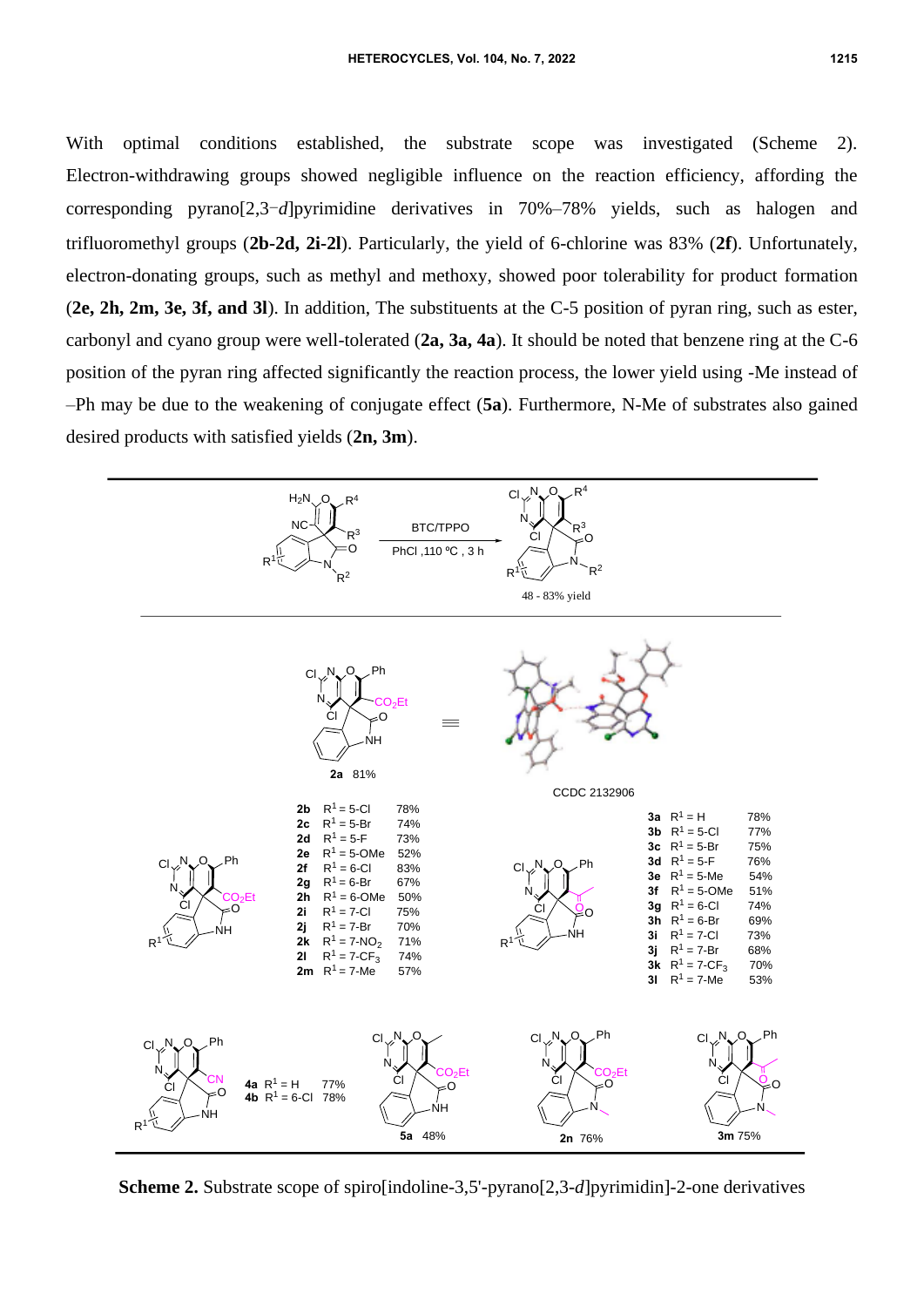With optimal conditions established, the substrate scope was investigated (Scheme 2). Electron-withdrawing groups showed negligible influence on the reaction efficiency, affording the corresponding pyrano[2,3−*d*]pyrimidine derivatives in 70%–78% yields, such as halogen and trifluoromethyl groups (**2b-2d, 2i-2l**). Particularly, the yield of 6-chlorine was 83% (**2f**). Unfortunately, electron-donating groups, such as methyl and methoxy, showed poor tolerability for product formation (**2e, 2h, 2m, 3e, 3f, and 3l**). In addition, The substituents at the C-5 position of pyran ring, such as ester, carbonyl and cyano group were well-tolerated (**2a, 3a, 4a**). It should be noted that benzene ring at the C-6 position of the pyran ring affected significantly the reaction process, the lower yield using -Me instead of –Ph may be due to the weakening of conjugate effect (**5a**). Furthermore, N-Me of substrates also gained desired products with satisfied yields (**2n, 3m**).

BTC/TPPO, PhCl, 110 °C, 3 h; 48 - 83% yield

**2a** 81% — CCDC 2132906

| Compd | $R^1$ | Yield |
|---|---|---|
| **2b** | $R^1$ = 5-Cl | 78% |
| **2c** | $R^1$ = 5-Br | 74% |
| **2d** | $R^1$ = 5-F | 73% |
| **2e** | $R^1$ = 5-OMe | 52% |
| **2f** | $R^1$ = 6-Cl | 83% |
| **2g** | $R^1$ = 6-Br | 67% |
| **2h** | $R^1$ = 6-OMe | 50% |
| **2i** | $R^1$ = 7-Cl | 75% |
| **2j** | $R^1$ = 7-Br | 70% |
| **2k** | $R^1$ = 7-$NO_2$ | 71% |
| **2l** | $R^1$ = 7-$CF_3$ | 74% |
| **2m** | $R^1$ = 7-Me | 57% |

| Compd | $R^1$ | Yield |
|---|---|---|
| **3a** | $R^1$ = H | 78% |
| **3b** | $R^1$ = 5-Cl | 77% |
| **3c** | $R^1$ = 5-Br | 75% |
| **3d** | $R^1$ = 5-F | 76% |
| **3e** | $R^1$ = 5-Me | 54% |
| **3f** | $R^1$ = 5-OMe | 51% |
| **3g** | $R^1$ = 6-Cl | 74% |
| **3h** | $R^1$ = 6-Br | 69% |
| **3i** | $R^1$ = 7-Cl | 73% |
| **3j** | $R^1$ = 7-Br | 68% |
| **3k** | $R^1$ = 7-$CF_3$ | 70% |
| **3l** | $R^1$ = 7-Me | 53% |

**4a** $R^1$ = H 77%; **4b** $R^1$ = 6-Cl 78%; **5a** 48%; **2n** 76%; **3m** 75%

**Scheme 2.** Substrate scope of spiro[indoline-3,5'-pyrano[2,3-*d*]pyrimidin]-2-one derivatives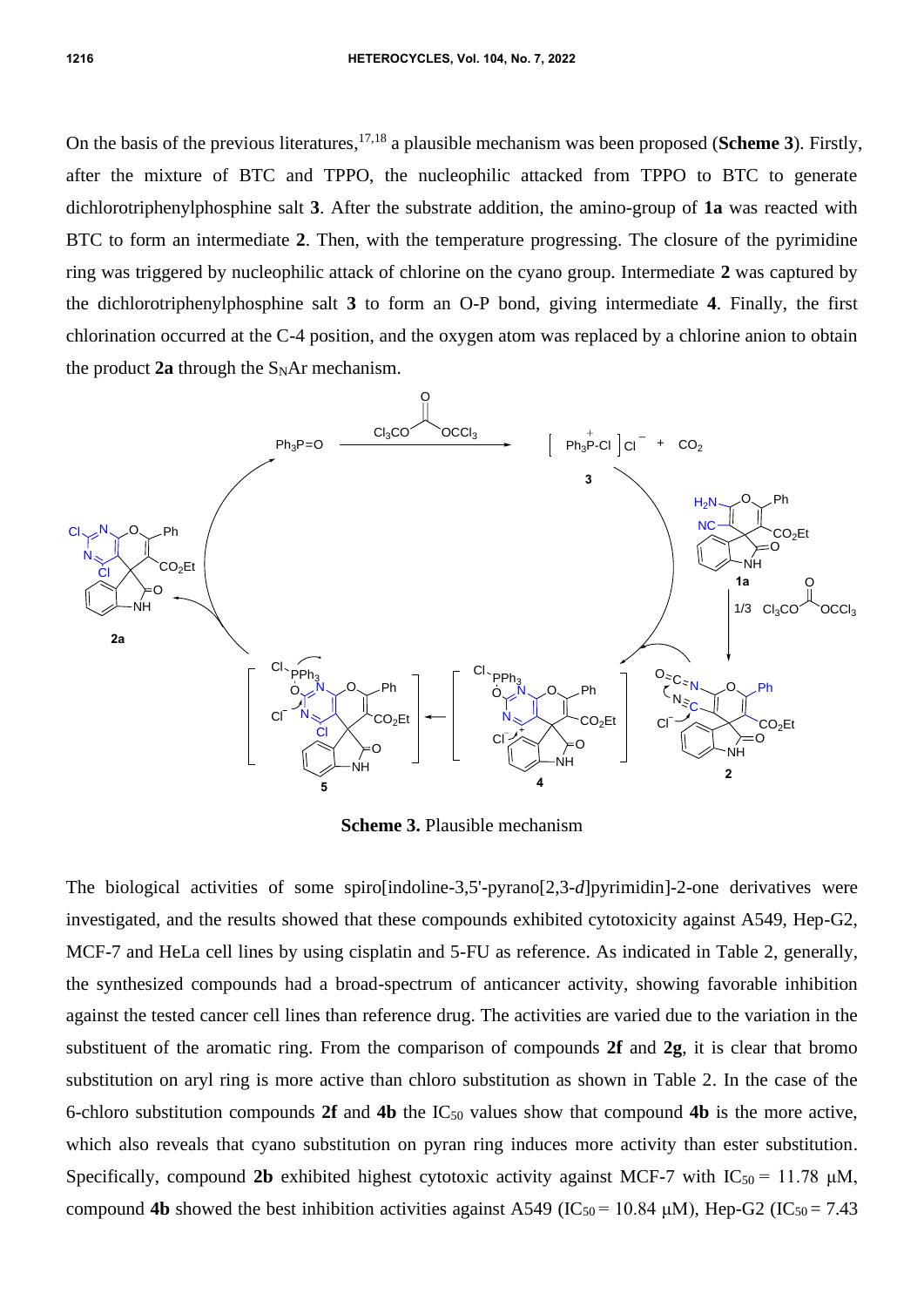On the basis of the previous literatures,[17,18] a plausible mechanism was been proposed (**Scheme 3**). Firstly, after the mixture of BTC and TPPO, the nucleophilic attacked from TPPO to BTC to generate dichlorotriphenylphosphine salt **3**. After the substrate addition, the amino-group of **1a** was reacted with BTC to form an intermediate **2**. Then, with the temperature progressing. The closure of the pyrimidine ring was triggered by nucleophilic attack of chlorine on the cyano group. Intermediate **2** was captured by the dichlorotriphenylphosphine salt **3** to form an O-P bond, giving intermediate **4**. Finally, the first chlorination occurred at the C-4 position, and the oxygen atom was replaced by a chlorine anion to obtain the product **2a** through the $S_NAr$ mechanism.

**Scheme 3.** Plausible mechanism

The biological activities of some spiro[indoline-3,5'-pyrano[2,3-*d*]pyrimidin]-2-one derivatives were investigated, and the results showed that these compounds exhibited cytotoxicity against A549, Hep-G2, MCF-7 and HeLa cell lines by using cisplatin and 5-FU as reference. As indicated in Table 2, generally, the synthesized compounds had a broad-spectrum of anticancer activity, showing favorable inhibition against the tested cancer cell lines than reference drug. The activities are varied due to the variation in the substituent of the aromatic ring. From the comparison of compounds **2f** and **2g**, it is clear that bromo substitution on aryl ring is more active than chloro substitution as shown in Table 2. In the case of the 6-chloro substitution compounds **2f** and **4b** the $IC_{50}$ values show that compound **4b** is the more active, which also reveals that cyano substitution on pyran ring induces more activity than ester substitution. Specifically, compound **2b** exhibited highest cytotoxic activity against MCF-7 with $IC_{50}$ = 11.78 μM, compound **4b** showed the best inhibition activities against A549 ($IC_{50}$ = 10.84 μM), Hep-G2 ($IC_{50}$ = 7.43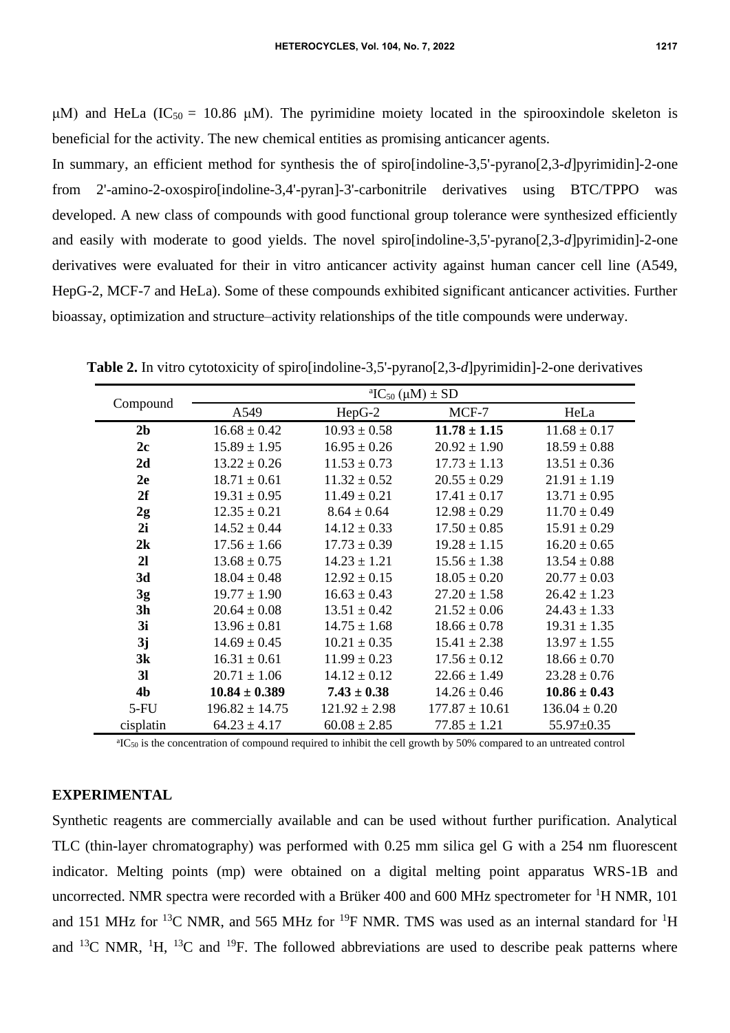μM) and HeLa ($IC_{50}$ = 10.86 μM). The pyrimidine moiety located in the spirooxindole skeleton is beneficial for the activity. The new chemical entities as promising anticancer agents.

In summary, an efficient method for synthesis the of spiro[indoline-3,5'-pyrano[2,3-*d*]pyrimidin]-2-one from 2'-amino-2-oxospiro[indoline-3,4'-pyran]-3'-carbonitrile derivatives using BTC/TPPO was developed. A new class of compounds with good functional group tolerance were synthesized efficiently and easily with moderate to good yields. The novel spiro[indoline-3,5'-pyrano[2,3-*d*]pyrimidin]-2-one derivatives were evaluated for their in vitro anticancer activity against human cancer cell line (A549, HepG-2, MCF-7 and HeLa). Some of these compounds exhibited significant anticancer activities. Further bioassay, optimization and structure–activity relationships of the title compounds were underway.

**Table 2.** In vitro cytotoxicity of spiro[indoline-3,5'-pyrano[2,3-*d*]pyrimidin]-2-one derivatives

| Compound | $^{a}IC_{50}$ (μM) ± SD | | | |
|---|---|---|---|---|
| | A549 | HepG-2 | MCF-7 | HeLa |
| **2b** | 16.68 ± 0.42 | 10.93 ± 0.58 | **11.78 ± 1.15** | 11.68 ± 0.17 |
| **2c** | 15.89 ± 1.95 | 16.95 ± 0.26 | 20.92 ± 1.90 | 18.59 ± 0.88 |
| **2d** | 13.22 ± 0.26 | 11.53 ± 0.73 | 17.73 ± 1.13 | 13.51 ± 0.36 |
| **2e** | 18.71 ± 0.61 | 11.32 ± 0.52 | 20.55 ± 0.29 | 21.91 ± 1.19 |
| **2f** | 19.31 ± 0.95 | 11.49 ± 0.21 | 17.41 ± 0.17 | 13.71 ± 0.95 |
| **2g** | 12.35 ± 0.21 | 8.64 ± 0.64 | 12.98 ± 0.29 | 11.70 ± 0.49 |
| **2i** | 14.52 ± 0.44 | 14.12 ± 0.33 | 17.50 ± 0.85 | 15.91 ± 0.29 |
| **2k** | 17.56 ± 1.66 | 17.73 ± 0.39 | 19.28 ± 1.15 | 16.20 ± 0.65 |
| **2l** | 13.68 ± 0.75 | 14.23 ± 1.21 | 15.56 ± 1.38 | 13.54 ± 0.88 |
| **3d** | 18.04 ± 0.48 | 12.92 ± 0.15 | 18.05 ± 0.20 | 20.77 ± 0.03 |
| **3g** | 19.77 ± 1.90 | 16.63 ± 0.43 | 27.20 ± 1.58 | 26.42 ± 1.23 |
| **3h** | 20.64 ± 0.08 | 13.51 ± 0.42 | 21.52 ± 0.06 | 24.43 ± 1.33 |
| **3i** | 13.96 ± 0.81 | 14.75 ± 1.68 | 18.66 ± 0.78 | 19.31 ± 1.35 |
| **3j** | 14.69 ± 0.45 | 10.21 ± 0.35 | 15.41 ± 2.38 | 13.97 ± 1.55 |
| **3k** | 16.31 ± 0.61 | 11.99 ± 0.23 | 17.56 ± 0.12 | 18.66 ± 0.70 |
| **3l** | 20.71 ± 1.06 | 14.12 ± 0.12 | 22.66 ± 1.49 | 23.28 ± 0.76 |
| **4b** | **10.84 ± 0.389** | **7.43 ± 0.38** | 14.26 ± 0.46 | **10.86 ± 0.43** |
| 5-FU | 196.82 ± 14.75 | 121.92 ± 2.98 | 177.87 ± 10.61 | 136.04 ± 0.20 |
| cisplatin | 64.23 ± 4.17 | 60.08 ± 2.85 | 77.85 ± 1.21 | 55.97±0.35 |

$^{a}IC_{50}$ is the concentration of compound required to inhibit the cell growth by 50% compared to an untreated control

## EXPERIMENTAL

Synthetic reagents are commercially available and can be used without further purification. Analytical TLC (thin-layer chromatography) was performed with 0.25 mm silica gel G with a 254 nm fluorescent indicator. Melting points (mp) were obtained on a digital melting point apparatus WRS-1B and uncorrected. NMR spectra were recorded with a Brüker 400 and 600 MHz spectrometer for $^{1}H$ NMR, 101 and 151 MHz for $^{13}C$ NMR, and 565 MHz for $^{19}F$ NMR. TMS was used as an internal standard for $^{1}H$ and $^{13}C$ NMR, $^{1}H$, $^{13}C$ and $^{19}F$. The followed abbreviations are used to describe peak patterns where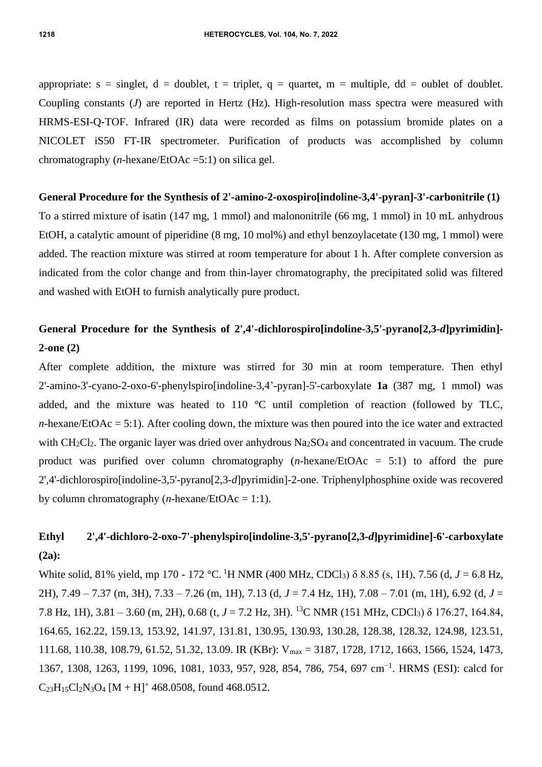appropriate: s = singlet, d = doublet, t = triplet, q = quartet, m = multiple, dd = oublet of doublet. Coupling constants (*J*) are reported in Hertz (Hz). High-resolution mass spectra were measured with HRMS-ESI-Q-TOF. Infrared (IR) data were recorded as films on potassium bromide plates on a NICOLET iS50 FT-IR spectrometer. Purification of products was accomplished by column chromatography (*n*-hexane/EtOAc =5:1) on silica gel.

**General Procedure for the Synthesis of 2'-amino-2-oxospiro[indoline-3,4'-pyran]-3'-carbonitrile (1)**

To a stirred mixture of isatin (147 mg, 1 mmol) and malononitrile (66 mg, 1 mmol) in 10 mL anhydrous EtOH, a catalytic amount of piperidine (8 mg, 10 mol%) and ethyl benzoylacetate (130 mg, 1 mmol) were added. The reaction mixture was stirred at room temperature for about 1 h. After complete conversion as indicated from the color change and from thin-layer chromatography, the precipitated solid was filtered and washed with EtOH to furnish analytically pure product.

**General Procedure for the Synthesis of 2',4'-dichlorospiro[indoline-3,5'-pyrano[2,3-*d*]pyrimidin]-2-one (2)**

After complete addition, the mixture was stirred for 30 min at room temperature. Then ethyl 2'-amino-3'-cyano-2-oxo-6'-phenylspiro[indoline-3,4'-pyran]-5'-carboxylate **1a** (387 mg, 1 mmol) was added, and the mixture was heated to 110 °C until completion of reaction (followed by TLC, *n*-hexane/EtOAc = 5:1). After cooling down, the mixture was then poured into the ice water and extracted with $CH_2Cl_2$. The organic layer was dried over anhydrous $Na_2SO_4$ and concentrated in vacuum. The crude product was purified over column chromatography (*n*-hexane/EtOAc = 5:1) to afford the pure 2',4'-dichlorospiro[indoline-3,5'-pyrano[2,3-*d*]pyrimidin]-2-one. Triphenylphosphine oxide was recovered by column chromatography (*n*-hexane/EtOAc = 1:1).

**Ethyl 2',4'-dichloro-2-oxo-7'-phenylspiro[indoline-3,5'-pyrano[2,3-*d*]pyrimidine]-6'-carboxylate (2a):**

White solid, 81% yield, mp 170 - 172 °C. $^1$H NMR (400 MHz, $CDCl_3$) δ 8.85 (s, 1H), 7.56 (d, *J* = 6.8 Hz, 2H), 7.49 – 7.37 (m, 3H), 7.33 – 7.26 (m, 1H), 7.13 (d, *J* = 7.4 Hz, 1H), 7.08 – 7.01 (m, 1H), 6.92 (d, *J* = 7.8 Hz, 1H), 3.81 – 3.60 (m, 2H), 0.68 (t, *J* = 7.2 Hz, 3H). $^{13}$C NMR (151 MHz, $CDCl_3$) δ 176.27, 164.84, 164.65, 162.22, 159.13, 153.92, 141.97, 131.81, 130.95, 130.93, 130.28, 128.38, 128.32, 124.98, 123.51, 111.68, 110.38, 108.79, 61.52, 51.32, 13.09. IR (KBr): $V_{max}$ = 3187, 1728, 1712, 1663, 1566, 1524, 1473, 1367, 1308, 1263, 1199, 1096, 1081, 1033, 957, 928, 854, 786, 754, 697 cm$^{-1}$. HRMS (ESI): calcd for $C_{23}H_{15}Cl_2N_3O_4$ $[M + H]^+$ 468.0508, found 468.0512.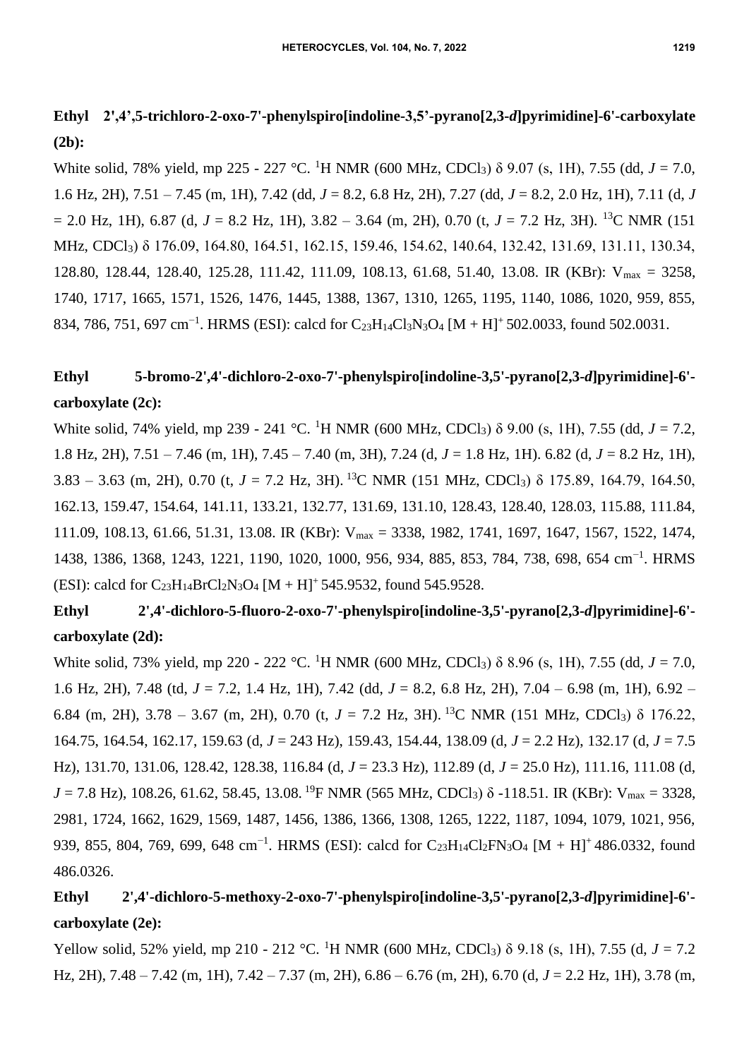**Ethyl 2',4',5-trichloro-2-oxo-7'-phenylspiro[indoline-3,5'-pyrano[2,3-*d*]pyrimidine]-6'-carboxylate (2b):**

White solid, 78% yield, mp 225 - 227 °C. $^1$H NMR (600 MHz, $CDCl_3$) δ 9.07 (s, 1H), 7.55 (dd, *J* = 7.0, 1.6 Hz, 2H), 7.51 – 7.45 (m, 1H), 7.42 (dd, *J* = 8.2, 6.8 Hz, 2H), 7.27 (dd, *J* = 8.2, 2.0 Hz, 1H), 7.11 (d, *J* = 2.0 Hz, 1H), 6.87 (d, *J* = 8.2 Hz, 1H), 3.82 – 3.64 (m, 2H), 0.70 (t, *J* = 7.2 Hz, 3H). $^{13}$C NMR (151 MHz, $CDCl_3$) δ 176.09, 164.80, 164.51, 162.15, 159.46, 154.62, 140.64, 132.42, 131.69, 131.11, 130.34, 128.80, 128.44, 128.40, 125.28, 111.42, 111.09, 108.13, 61.68, 51.40, 13.08. IR (KBr): $V_{max}$ = 3258, 1740, 1717, 1665, 1571, 1526, 1476, 1445, 1388, 1367, 1310, 1265, 1195, 1140, 1086, 1020, 959, 855, 834, 786, 751, 697 cm$^{-1}$. HRMS (ESI): calcd for $C_{23}H_{14}Cl_3N_3O_4$ $[M + H]^+$ 502.0033, found 502.0031.

**Ethyl 5-bromo-2',4'-dichloro-2-oxo-7'-phenylspiro[indoline-3,5'-pyrano[2,3-*d*]pyrimidine]-6'-carboxylate (2c):**

White solid, 74% yield, mp 239 - 241 °C. $^1$H NMR (600 MHz, $CDCl_3$) δ 9.00 (s, 1H), 7.55 (dd, *J* = 7.2, 1.8 Hz, 2H), 7.51 – 7.46 (m, 1H), 7.45 – 7.40 (m, 3H), 7.24 (d, *J* = 1.8 Hz, 1H). 6.82 (d, *J* = 8.2 Hz, 1H), 3.83 – 3.63 (m, 2H), 0.70 (t, *J* = 7.2 Hz, 3H). $^{13}$C NMR (151 MHz, $CDCl_3$) δ 175.89, 164.79, 164.50, 162.13, 159.47, 154.64, 141.11, 133.21, 132.77, 131.69, 131.10, 128.43, 128.40, 128.03, 115.88, 111.84, 111.09, 108.13, 61.66, 51.31, 13.08. IR (KBr): $V_{max}$ = 3338, 1982, 1741, 1697, 1647, 1567, 1522, 1474, 1438, 1386, 1368, 1243, 1221, 1190, 1020, 1000, 956, 934, 885, 853, 784, 738, 698, 654 cm$^{-1}$. HRMS (ESI): calcd for $C_{23}H_{14}BrCl_2N_3O_4$ $[M + H]^+$ 545.9532, found 545.9528.

**Ethyl 2',4'-dichloro-5-fluoro-2-oxo-7'-phenylspiro[indoline-3,5'-pyrano[2,3-*d*]pyrimidine]-6'-carboxylate (2d):**

White solid, 73% yield, mp 220 - 222 °C. $^1$H NMR (600 MHz, $CDCl_3$) δ 8.96 (s, 1H), 7.55 (dd, *J* = 7.0, 1.6 Hz, 2H), 7.48 (td, *J* = 7.2, 1.4 Hz, 1H), 7.42 (dd, *J* = 8.2, 6.8 Hz, 2H), 7.04 – 6.98 (m, 1H), 6.92 – 6.84 (m, 2H), 3.78 – 3.67 (m, 2H), 0.70 (t, *J* = 7.2 Hz, 3H). $^{13}$C NMR (151 MHz, $CDCl_3$) δ 176.22, 164.75, 164.54, 162.17, 159.63 (d, *J* = 243 Hz), 159.43, 154.44, 138.09 (d, *J* = 2.2 Hz), 132.17 (d, *J* = 7.5 Hz), 131.70, 131.06, 128.42, 128.38, 116.84 (d, *J* = 23.3 Hz), 112.89 (d, *J* = 25.0 Hz), 111.16, 111.08 (d, *J* = 7.8 Hz), 108.26, 61.62, 58.45, 13.08. $^{19}$F NMR (565 MHz, $CDCl_3$) δ -118.51. IR (KBr): $V_{max}$ = 3328, 2981, 1724, 1662, 1629, 1569, 1487, 1456, 1386, 1366, 1308, 1265, 1222, 1187, 1094, 1079, 1021, 956, 939, 855, 804, 769, 699, 648 cm$^{-1}$. HRMS (ESI): calcd for $C_{23}H_{14}Cl_2FN_3O_4$ $[M + H]^+$ 486.0332, found 486.0326.

**Ethyl 2',4'-dichloro-5-methoxy-2-oxo-7'-phenylspiro[indoline-3,5'-pyrano[2,3-*d*]pyrimidine]-6'-carboxylate (2e):**

Yellow solid, 52% yield, mp 210 - 212 °C. $^1$H NMR (600 MHz, $CDCl_3$) δ 9.18 (s, 1H), 7.55 (d, *J* = 7.2 Hz, 2H), 7.48 – 7.42 (m, 1H), 7.42 – 7.37 (m, 2H), 6.86 – 6.76 (m, 2H), 6.70 (d, *J* = 2.2 Hz, 1H), 3.78 (m,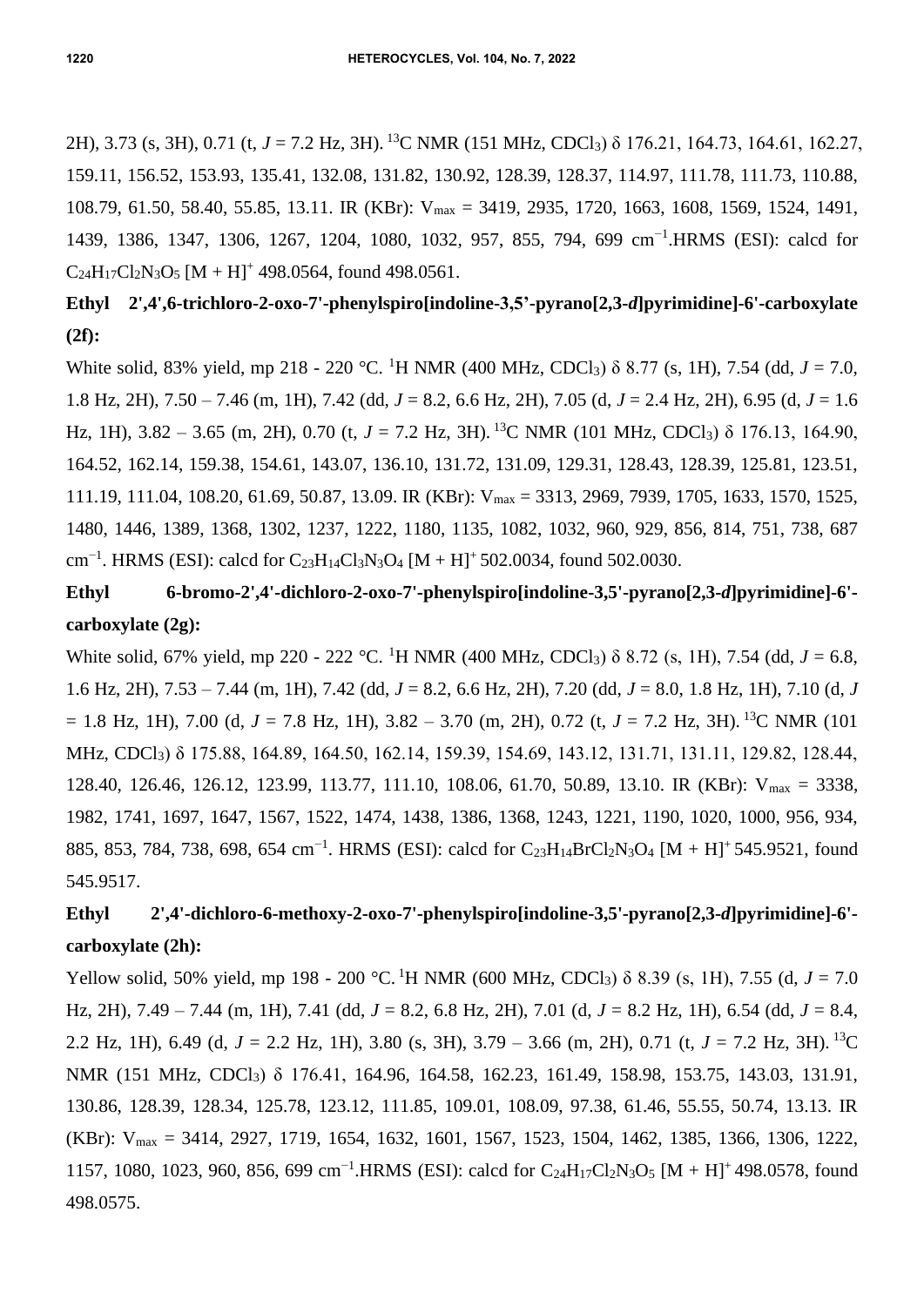2H), 3.73 (s, 3H), 0.71 (t, *J* = 7.2 Hz, 3H). $^{13}$C NMR (151 MHz, $CDCl_3$) δ 176.21, 164.73, 164.61, 162.27, 159.11, 156.52, 153.93, 135.41, 132.08, 131.82, 130.92, 128.39, 128.37, 114.97, 111.78, 111.73, 110.88, 108.79, 61.50, 58.40, 55.85, 13.11. IR (KBr): $V_{max}$ = 3419, 2935, 1720, 1663, 1608, 1569, 1524, 1491, 1439, 1386, 1347, 1306, 1267, 1204, 1080, 1032, 957, 855, 794, 699 cm$^{-1}$.HRMS (ESI): calcd for $C_{24}H_{17}Cl_2N_3O_5$ [M + H]$^+$ 498.0564, found 498.0561.

**Ethyl 2',4',6-trichloro-2-oxo-7'-phenylspiro[indoline-3,5'-pyrano[2,3-*d*]pyrimidine]-6'-carboxylate (2f):**

White solid, 83% yield, mp 218 - 220 °C. $^1$H NMR (400 MHz, $CDCl_3$) δ 8.77 (s, 1H), 7.54 (dd, *J* = 7.0, 1.8 Hz, 2H), 7.50 – 7.46 (m, 1H), 7.42 (dd, *J* = 8.2, 6.6 Hz, 2H), 7.05 (d, *J* = 2.4 Hz, 2H), 6.95 (d, *J* = 1.6 Hz, 1H), 3.82 – 3.65 (m, 2H), 0.70 (t, *J* = 7.2 Hz, 3H). $^{13}$C NMR (101 MHz, $CDCl_3$) δ 176.13, 164.90, 164.52, 162.14, 159.38, 154.61, 143.07, 136.10, 131.72, 131.09, 129.31, 128.43, 128.39, 125.81, 123.51, 111.19, 111.04, 108.20, 61.69, 50.87, 13.09. IR (KBr): $V_{max}$ = 3313, 2969, 7939, 1705, 1633, 1570, 1525, 1480, 1446, 1389, 1368, 1302, 1237, 1222, 1180, 1135, 1082, 1032, 960, 929, 856, 814, 751, 738, 687 cm$^{-1}$. HRMS (ESI): calcd for $C_{23}H_{14}Cl_3N_3O_4$ [M + H]$^+$ 502.0034, found 502.0030.

**Ethyl 6-bromo-2',4'-dichloro-2-oxo-7'-phenylspiro[indoline-3,5'-pyrano[2,3-*d*]pyrimidine]-6'-carboxylate (2g):**

White solid, 67% yield, mp 220 - 222 °C. $^1$H NMR (400 MHz, $CDCl_3$) δ 8.72 (s, 1H), 7.54 (dd, *J* = 6.8, 1.6 Hz, 2H), 7.53 – 7.44 (m, 1H), 7.42 (dd, *J* = 8.2, 6.6 Hz, 2H), 7.20 (dd, *J* = 8.0, 1.8 Hz, 1H), 7.10 (d, *J* = 1.8 Hz, 1H), 7.00 (d, *J* = 7.8 Hz, 1H), 3.82 – 3.70 (m, 2H), 0.72 (t, *J* = 7.2 Hz, 3H). $^{13}$C NMR (101 MHz, $CDCl_3$) δ 175.88, 164.89, 164.50, 162.14, 159.39, 154.69, 143.12, 131.71, 131.11, 129.82, 128.44, 128.40, 126.46, 126.12, 123.99, 113.77, 111.10, 108.06, 61.70, 50.89, 13.10. IR (KBr): $V_{max}$ = 3338, 1982, 1741, 1697, 1647, 1567, 1522, 1474, 1438, 1386, 1368, 1243, 1221, 1190, 1020, 1000, 956, 934, 885, 853, 784, 738, 698, 654 cm$^{-1}$. HRMS (ESI): calcd for $C_{23}H_{14}BrCl_2N_3O_4$ [M + H]$^+$ 545.9521, found 545.9517.

**Ethyl 2',4'-dichloro-6-methoxy-2-oxo-7'-phenylspiro[indoline-3,5'-pyrano[2,3-*d*]pyrimidine]-6'-carboxylate (2h):**

Yellow solid, 50% yield, mp 198 - 200 °C. $^1$H NMR (600 MHz, $CDCl_3$) δ 8.39 (s, 1H), 7.55 (d, *J* = 7.0 Hz, 2H), 7.49 – 7.44 (m, 1H), 7.41 (dd, *J* = 8.2, 6.8 Hz, 2H), 7.01 (d, *J* = 8.2 Hz, 1H), 6.54 (dd, *J* = 8.4, 2.2 Hz, 1H), 6.49 (d, *J* = 2.2 Hz, 1H), 3.80 (s, 3H), 3.79 – 3.66 (m, 2H), 0.71 (t, *J* = 7.2 Hz, 3H). $^{13}$C NMR (151 MHz, $CDCl_3$) δ 176.41, 164.96, 164.58, 162.23, 161.49, 158.98, 153.75, 143.03, 131.91, 130.86, 128.39, 128.34, 125.78, 123.12, 111.85, 109.01, 108.09, 97.38, 61.46, 55.55, 50.74, 13.13. IR (KBr): $V_{max}$ = 3414, 2927, 1719, 1654, 1632, 1601, 1567, 1523, 1504, 1462, 1385, 1366, 1306, 1222, 1157, 1080, 1023, 960, 856, 699 cm$^{-1}$.HRMS (ESI): calcd for $C_{24}H_{17}Cl_2N_3O_5$ [M + H]$^+$ 498.0578, found 498.0575.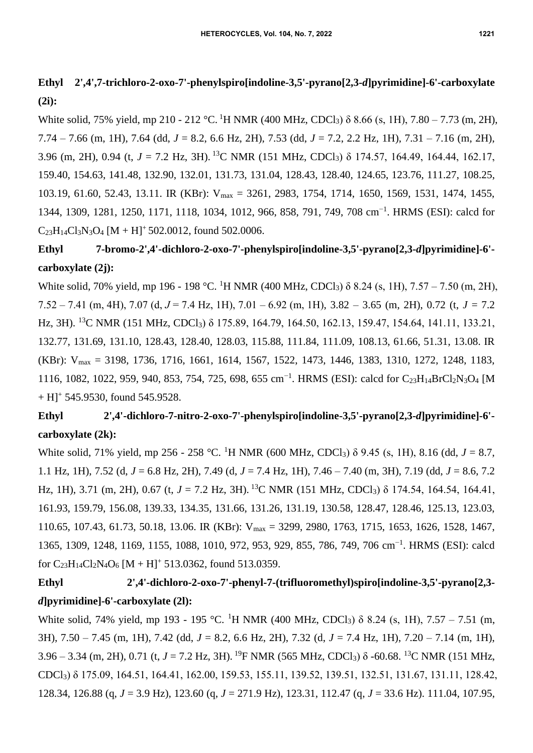**Ethyl 2',4',7-trichloro-2-oxo-7'-phenylspiro[indoline-3,5'-pyrano[2,3-*d*]pyrimidine]-6'-carboxylate (2i):**

White solid, 75% yield, mp 210 - 212 °C. $^{1}$H NMR (400 MHz, $CDCl_3$) δ 8.66 (s, 1H), 7.80 – 7.73 (m, 2H), 7.74 – 7.66 (m, 1H), 7.64 (dd, *J* = 8.2, 6.6 Hz, 2H), 7.53 (dd, *J* = 7.2, 2.2 Hz, 1H), 7.31 – 7.16 (m, 2H), 3.96 (m, 2H), 0.94 (t, *J* = 7.2 Hz, 3H). $^{13}$C NMR (151 MHz, $CDCl_3$) δ 174.57, 164.49, 164.44, 162.17, 159.40, 154.63, 141.48, 132.90, 132.01, 131.73, 131.04, 128.43, 128.40, 124.65, 123.76, 111.27, 108.25, 103.19, 61.60, 52.43, 13.11. IR (KBr): $V_{max}$ = 3261, 2983, 1754, 1714, 1650, 1569, 1531, 1474, 1455, 1344, 1309, 1281, 1250, 1171, 1118, 1034, 1012, 966, 858, 791, 749, 708 cm$^{-1}$. HRMS (ESI): calcd for $C_{23}H_{14}Cl_3N_3O_4$ $[M + H]^+$ 502.0012, found 502.0006.

**Ethyl 7-bromo-2',4'-dichloro-2-oxo-7'-phenylspiro[indoline-3,5'-pyrano[2,3-*d*]pyrimidine]-6'-carboxylate (2j):**

White solid, 70% yield, mp 196 - 198 °C. $^{1}$H NMR (400 MHz, $CDCl_3$) δ 8.24 (s, 1H), 7.57 – 7.50 (m, 2H), 7.52 – 7.41 (m, 4H), 7.07 (d, *J* = 7.4 Hz, 1H), 7.01 – 6.92 (m, 1H), 3.82 – 3.65 (m, 2H), 0.72 (t, *J* = 7.2 Hz, 3H). $^{13}$C NMR (151 MHz, $CDCl_3$) δ 175.89, 164.79, 164.50, 162.13, 159.47, 154.64, 141.11, 133.21, 132.77, 131.69, 131.10, 128.43, 128.40, 128.03, 115.88, 111.84, 111.09, 108.13, 61.66, 51.31, 13.08. IR (KBr): $V_{max}$ = 3198, 1736, 1716, 1661, 1614, 1567, 1522, 1473, 1446, 1383, 1310, 1272, 1248, 1183, 1116, 1082, 1022, 959, 940, 853, 754, 725, 698, 655 cm$^{-1}$. HRMS (ESI): calcd for $C_{23}H_{14}BrCl_2N_3O_4$ $[M + H]^+$ 545.9530, found 545.9528.

**Ethyl 2',4'-dichloro-7-nitro-2-oxo-7'-phenylspiro[indoline-3,5'-pyrano[2,3-*d*]pyrimidine]-6'-carboxylate (2k):**

White solid, 71% yield, mp 256 - 258 °C. $^{1}$H NMR (600 MHz, $CDCl_3$) δ 9.45 (s, 1H), 8.16 (dd, *J* = 8.7, 1.1 Hz, 1H), 7.52 (d, *J* = 6.8 Hz, 2H), 7.49 (d, *J* = 7.4 Hz, 1H), 7.46 – 7.40 (m, 3H), 7.19 (dd, *J* = 8.6, 7.2 Hz, 1H), 3.71 (m, 2H), 0.67 (t, *J* = 7.2 Hz, 3H). $^{13}$C NMR (151 MHz, $CDCl_3$) δ 174.54, 164.54, 164.41, 161.93, 159.79, 156.08, 139.33, 134.35, 131.66, 131.26, 131.19, 130.58, 128.47, 128.46, 125.13, 123.03, 110.65, 107.43, 61.73, 50.18, 13.06. IR (KBr): $V_{max}$ = 3299, 2980, 1763, 1715, 1653, 1626, 1528, 1467, 1365, 1309, 1248, 1169, 1155, 1088, 1010, 972, 953, 929, 855, 786, 749, 706 cm$^{-1}$. HRMS (ESI): calcd for $C_{23}H_{14}Cl_2N_4O_6$ $[M + H]^+$ 513.0362, found 513.0359.

**Ethyl 2',4'-dichloro-2-oxo-7'-phenyl-7-(trifluoromethyl)spiro[indoline-3,5'-pyrano[2,3-*d*]pyrimidine]-6'-carboxylate (2l):**

White solid, 74% yield, mp 193 - 195 °C. $^{1}$H NMR (400 MHz, $CDCl_3$) δ 8.24 (s, 1H), 7.57 – 7.51 (m, 3H), 7.50 – 7.45 (m, 1H), 7.42 (dd, *J* = 8.2, 6.6 Hz, 2H), 7.32 (d, *J* = 7.4 Hz, 1H), 7.20 – 7.14 (m, 1H), 3.96 – 3.34 (m, 2H), 0.71 (t, *J* = 7.2 Hz, 3H). $^{19}$F NMR (565 MHz, $CDCl_3$) δ -60.68. $^{13}$C NMR (151 MHz, $CDCl_3$) δ 175.09, 164.51, 164.41, 162.00, 159.53, 155.11, 139.52, 139.51, 132.51, 131.67, 131.11, 128.42, 128.34, 126.88 (q, *J* = 3.9 Hz), 123.60 (q, *J* = 271.9 Hz), 123.31, 112.47 (q, *J* = 33.6 Hz). 111.04, 107.95,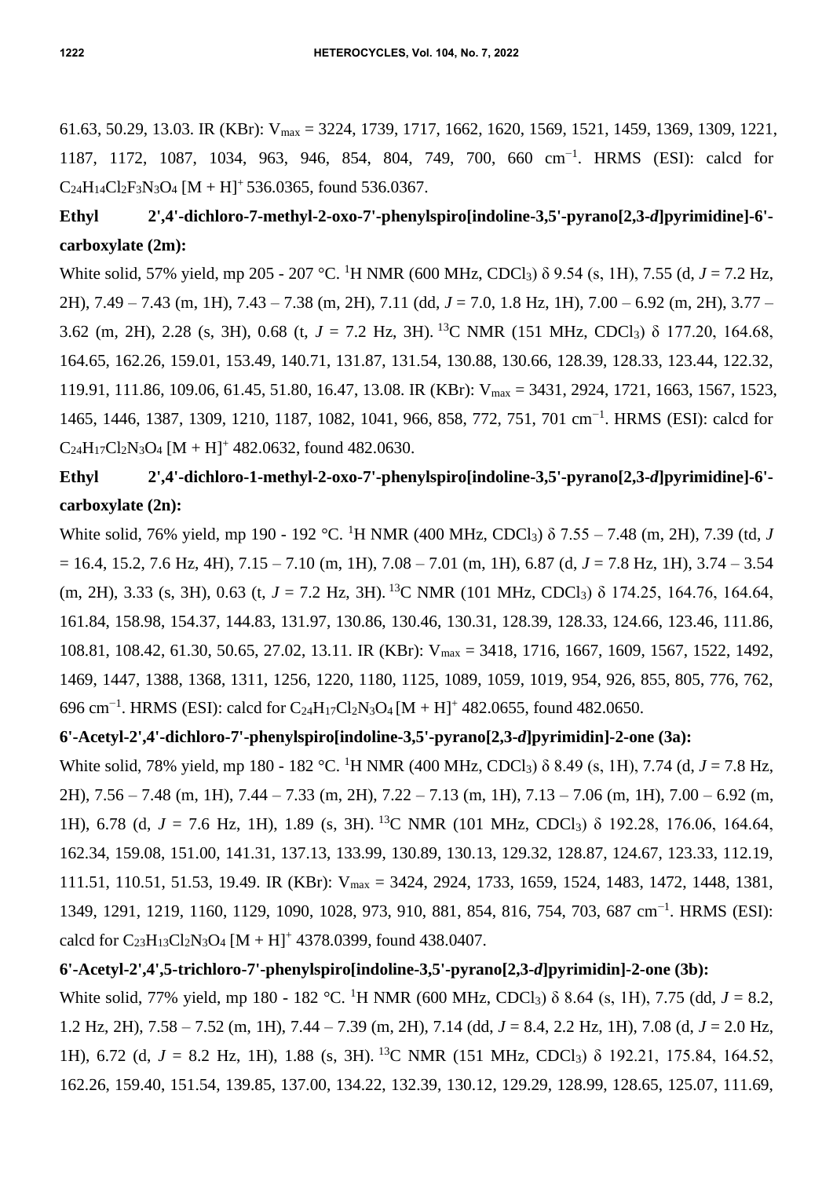61.63, 50.29, 13.03. IR (KBr): $V_{max}$ = 3224, 1739, 1717, 1662, 1620, 1569, 1521, 1459, 1369, 1309, 1221, 1187, 1172, 1087, 1034, 963, 946, 854, 804, 749, 700, 660 $cm^{-1}$. HRMS (ESI): calcd for $C_{24}H_{14}Cl_2F_3N_3O_4$ $[M + H]^+$ 536.0365, found 536.0367.

**Ethyl 2',4'-dichloro-7-methyl-2-oxo-7'-phenylspiro[indoline-3,5'-pyrano[2,3-*d*]pyrimidine]-6'-carboxylate (2m):**

White solid, 57% yield, mp 205 - 207 °C. $^1$H NMR (600 MHz, $CDCl_3$) δ 9.54 (s, 1H), 7.55 (d, *J* = 7.2 Hz, 2H), 7.49 – 7.43 (m, 1H), 7.43 – 7.38 (m, 2H), 7.11 (dd, *J* = 7.0, 1.8 Hz, 1H), 7.00 – 6.92 (m, 2H), 3.77 – 3.62 (m, 2H), 2.28 (s, 3H), 0.68 (t, *J* = 7.2 Hz, 3H). $^{13}$C NMR (151 MHz, $CDCl_3$) δ 177.20, 164.68, 164.65, 162.26, 159.01, 153.49, 140.71, 131.87, 131.54, 130.88, 130.66, 128.39, 128.33, 123.44, 122.32, 119.91, 111.86, 109.06, 61.45, 51.80, 16.47, 13.08. IR (KBr): $V_{max}$ = 3431, 2924, 1721, 1663, 1567, 1523, 1465, 1446, 1387, 1309, 1210, 1187, 1082, 1041, 966, 858, 772, 751, 701 $cm^{-1}$. HRMS (ESI): calcd for $C_{24}H_{17}Cl_2N_3O_4$ $[M + H]^+$ 482.0632, found 482.0630.

**Ethyl 2',4'-dichloro-1-methyl-2-oxo-7'-phenylspiro[indoline-3,5'-pyrano[2,3-*d*]pyrimidine]-6'-carboxylate (2n):**

White solid, 76% yield, mp 190 - 192 °C. $^1$H NMR (400 MHz, $CDCl_3$) δ 7.55 – 7.48 (m, 2H), 7.39 (td, *J* = 16.4, 15.2, 7.6 Hz, 4H), 7.15 – 7.10 (m, 1H), 7.08 – 7.01 (m, 1H), 6.87 (d, *J* = 7.8 Hz, 1H), 3.74 – 3.54 (m, 2H), 3.33 (s, 3H), 0.63 (t, *J* = 7.2 Hz, 3H). $^{13}$C NMR (101 MHz, $CDCl_3$) δ 174.25, 164.76, 164.64, 161.84, 158.98, 154.37, 144.83, 131.97, 130.86, 130.46, 130.31, 128.39, 128.33, 124.66, 123.46, 111.86, 108.81, 108.42, 61.30, 50.65, 27.02, 13.11. IR (KBr): $V_{max}$ = 3418, 1716, 1667, 1609, 1567, 1522, 1492, 1469, 1447, 1388, 1368, 1311, 1256, 1220, 1180, 1125, 1089, 1059, 1019, 954, 926, 855, 805, 776, 762, 696 $cm^{-1}$. HRMS (ESI): calcd for $C_{24}H_{17}Cl_2N_3O_4$ $[M + H]^+$ 482.0655, found 482.0650.

**6'-Acetyl-2',4'-dichloro-7'-phenylspiro[indoline-3,5'-pyrano[2,3-*d*]pyrimidin]-2-one (3a):**

White solid, 78% yield, mp 180 - 182 °C. $^1$H NMR (400 MHz, $CDCl_3$) δ 8.49 (s, 1H), 7.74 (d, *J* = 7.8 Hz, 2H), 7.56 – 7.48 (m, 1H), 7.44 – 7.33 (m, 2H), 7.22 – 7.13 (m, 1H), 7.13 – 7.06 (m, 1H), 7.00 – 6.92 (m, 1H), 6.78 (d, *J* = 7.6 Hz, 1H), 1.89 (s, 3H). $^{13}$C NMR (101 MHz, $CDCl_3$) δ 192.28, 176.06, 164.64, 162.34, 159.08, 151.00, 141.31, 137.13, 133.99, 130.89, 130.13, 129.32, 128.87, 124.67, 123.33, 112.19, 111.51, 110.51, 51.53, 19.49. IR (KBr): $V_{max}$ = 3424, 2924, 1733, 1659, 1524, 1483, 1472, 1448, 1381, 1349, 1291, 1219, 1160, 1129, 1090, 1028, 973, 910, 881, 854, 816, 754, 703, 687 $cm^{-1}$. HRMS (ESI): calcd for $C_{23}H_{13}Cl_2N_3O_4$ $[M + H]^+$ 4378.0399, found 438.0407.

**6'-Acetyl-2',4',5-trichloro-7'-phenylspiro[indoline-3,5'-pyrano[2,3-*d*]pyrimidin]-2-one (3b):**

White solid, 77% yield, mp 180 - 182 °C. $^1$H NMR (600 MHz, $CDCl_3$) δ 8.64 (s, 1H), 7.75 (dd, *J* = 8.2, 1.2 Hz, 2H), 7.58 – 7.52 (m, 1H), 7.44 – 7.39 (m, 2H), 7.14 (dd, *J* = 8.4, 2.2 Hz, 1H), 7.08 (d, *J* = 2.0 Hz, 1H), 6.72 (d, *J* = 8.2 Hz, 1H), 1.88 (s, 3H). $^{13}$C NMR (151 MHz, $CDCl_3$) δ 192.21, 175.84, 164.52, 162.26, 159.40, 151.54, 139.85, 137.00, 134.22, 132.39, 130.12, 129.29, 128.99, 128.65, 125.07, 111.69,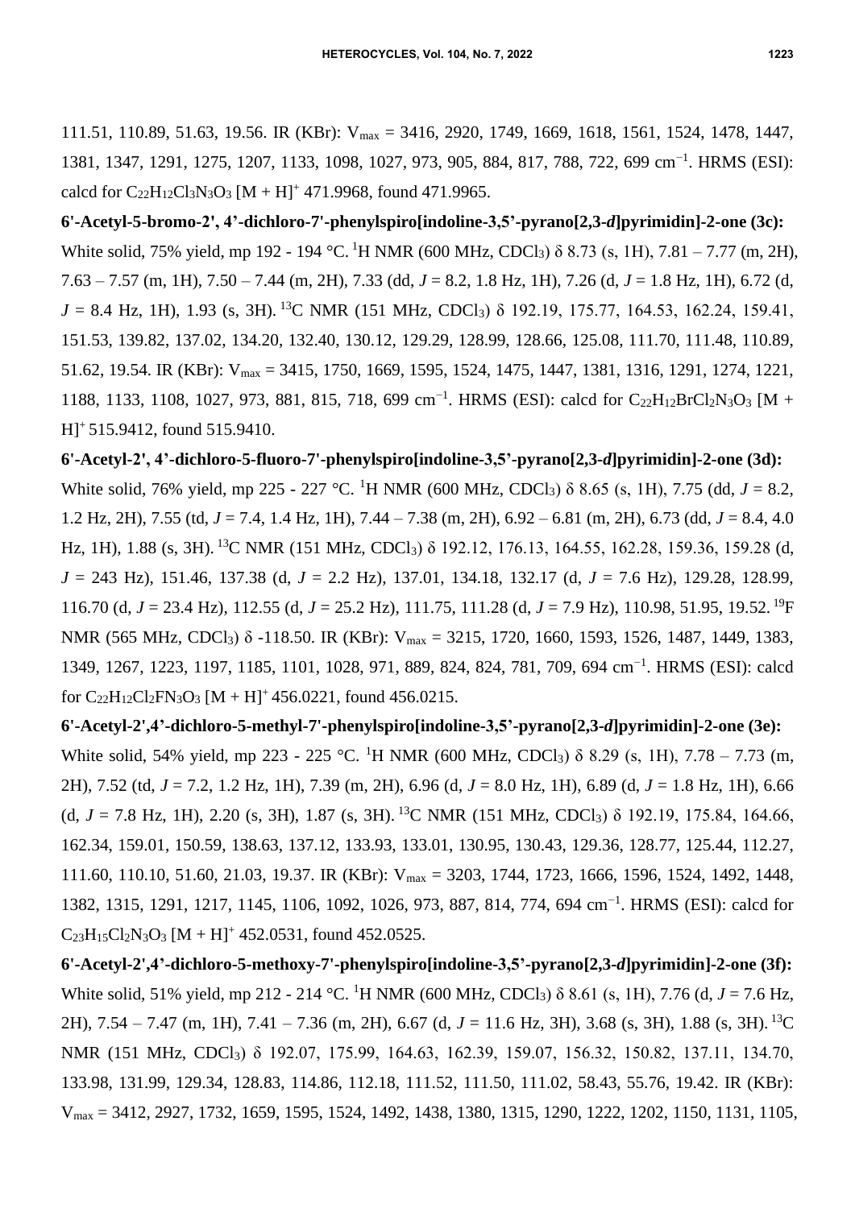111.51, 110.89, 51.63, 19.56. IR (KBr): $V_{max}$ = 3416, 2920, 1749, 1669, 1618, 1561, 1524, 1478, 1447, 1381, 1347, 1291, 1275, 1207, 1133, 1098, 1027, 973, 905, 884, 817, 788, 722, 699 cm$^{-1}$. HRMS (ESI): calcd for $C_{22}H_{12}Cl_3N_3O_3$ [M + H]$^+$ 471.9968, found 471.9965.

**6'-Acetyl-5-bromo-2', 4'-dichloro-7'-phenylspiro[indoline-3,5'-pyrano[2,3-*d*]pyrimidin]-2-one (3c):** White solid, 75% yield, mp 192 - 194 °C. $^1$H NMR (600 MHz, $CDCl_3$) δ 8.73 (s, 1H), 7.81 – 7.77 (m, 2H), 7.63 – 7.57 (m, 1H), 7.50 – 7.44 (m, 2H), 7.33 (dd, *J* = 8.2, 1.8 Hz, 1H), 7.26 (d, *J* = 1.8 Hz, 1H), 6.72 (d, *J* = 8.4 Hz, 1H), 1.93 (s, 3H). $^{13}$C NMR (151 MHz, $CDCl_3$) δ 192.19, 175.77, 164.53, 162.24, 159.41, 151.53, 139.82, 137.02, 134.20, 132.40, 130.12, 129.29, 128.99, 128.66, 125.08, 111.70, 111.48, 110.89, 51.62, 19.54. IR (KBr): $V_{max}$ = 3415, 1750, 1669, 1595, 1524, 1475, 1447, 1381, 1316, 1291, 1274, 1221, 1188, 1133, 1108, 1027, 973, 881, 815, 718, 699 cm$^{-1}$. HRMS (ESI): calcd for $C_{22}H_{12}BrCl_2N_3O_3$ [M + H]$^+$ 515.9412, found 515.9410.

**6'-Acetyl-2', 4'-dichloro-5-fluoro-7'-phenylspiro[indoline-3,5'-pyrano[2,3-*d*]pyrimidin]-2-one (3d):** White solid, 76% yield, mp 225 - 227 °C. $^1$H NMR (600 MHz, $CDCl_3$) δ 8.65 (s, 1H), 7.75 (dd, *J* = 8.2, 1.2 Hz, 2H), 7.55 (td, *J* = 7.4, 1.4 Hz, 1H), 7.44 – 7.38 (m, 2H), 6.92 – 6.81 (m, 2H), 6.73 (dd, *J* = 8.4, 4.0 Hz, 1H), 1.88 (s, 3H). $^{13}$C NMR (151 MHz, $CDCl_3$) δ 192.12, 176.13, 164.55, 162.28, 159.36, 159.28 (d, *J* = 243 Hz), 151.46, 137.38 (d, *J* = 2.2 Hz), 137.01, 134.18, 132.17 (d, *J* = 7.6 Hz), 129.28, 128.99, 116.70 (d, *J* = 23.4 Hz), 112.55 (d, *J* = 25.2 Hz), 111.75, 111.28 (d, *J* = 7.9 Hz), 110.98, 51.95, 19.52. $^{19}$F NMR (565 MHz, $CDCl_3$) δ -118.50. IR (KBr): $V_{max}$ = 3215, 1720, 1660, 1593, 1526, 1487, 1449, 1383, 1349, 1267, 1223, 1197, 1185, 1101, 1028, 971, 889, 824, 824, 781, 709, 694 cm$^{-1}$. HRMS (ESI): calcd for $C_{22}H_{12}Cl_2FN_3O_3$ [M + H]$^+$ 456.0221, found 456.0215.

**6'-Acetyl-2',4'-dichloro-5-methyl-7'-phenylspiro[indoline-3,5'-pyrano[2,3-*d*]pyrimidin]-2-one (3e):** White solid, 54% yield, mp 223 - 225 °C. $^1$H NMR (600 MHz, $CDCl_3$) δ 8.29 (s, 1H), 7.78 – 7.73 (m, 2H), 7.52 (td, *J* = 7.2, 1.2 Hz, 1H), 7.39 (m, 2H), 6.96 (d, *J* = 8.0 Hz, 1H), 6.89 (d, *J* = 1.8 Hz, 1H), 6.66 (d, *J* = 7.8 Hz, 1H), 2.20 (s, 3H), 1.87 (s, 3H). $^{13}$C NMR (151 MHz, $CDCl_3$) δ 192.19, 175.84, 164.66, 162.34, 159.01, 150.59, 138.63, 137.12, 133.93, 133.01, 130.95, 130.43, 129.36, 128.77, 125.44, 112.27, 111.60, 110.10, 51.60, 21.03, 19.37. IR (KBr): $V_{max}$ = 3203, 1744, 1723, 1666, 1596, 1524, 1492, 1448, 1382, 1315, 1291, 1217, 1145, 1106, 1092, 1026, 973, 887, 814, 774, 694 cm$^{-1}$. HRMS (ESI): calcd for $C_{23}H_{15}Cl_2N_3O_3$ [M + H]$^+$ 452.0531, found 452.0525.

**6'-Acetyl-2',4'-dichloro-5-methoxy-7'-phenylspiro[indoline-3,5'-pyrano[2,3-*d*]pyrimidin]-2-one (3f):** White solid, 51% yield, mp 212 - 214 °C. $^1$H NMR (600 MHz, $CDCl_3$) δ 8.61 (s, 1H), 7.76 (d, *J* = 7.6 Hz, 2H), 7.54 – 7.47 (m, 1H), 7.41 – 7.36 (m, 2H), 6.67 (d, *J* = 11.6 Hz, 3H), 3.68 (s, 3H), 1.88 (s, 3H). $^{13}$C NMR (151 MHz, $CDCl_3$) δ 192.07, 175.99, 164.63, 162.39, 159.07, 156.32, 150.82, 137.11, 134.70, 133.98, 131.99, 129.34, 128.83, 114.86, 112.18, 111.52, 111.50, 111.02, 58.43, 55.76, 19.42. IR (KBr): $V_{max}$ = 3412, 2927, 1732, 1659, 1595, 1524, 1492, 1438, 1380, 1315, 1290, 1222, 1202, 1150, 1131, 1105,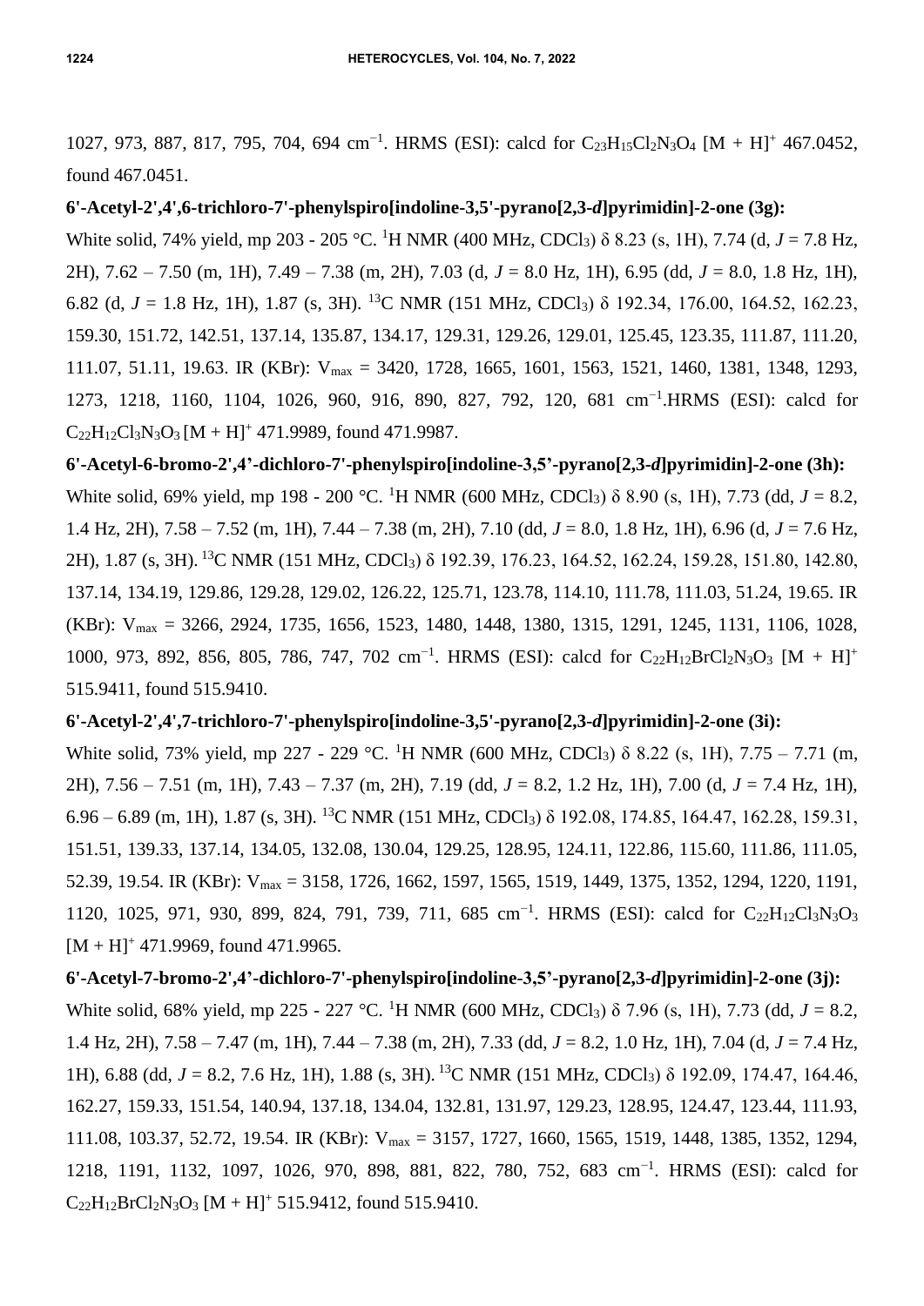1027, 973, 887, 817, 795, 704, 694 cm$^{-1}$. HRMS (ESI): calcd for $C_{23}H_{15}Cl_2N_3O_4$ $[M + H]^+$ 467.0452, found 467.0451.

**6'-Acetyl-2',4',6-trichloro-7'-phenylspiro[indoline-3,5'-pyrano[2,3-*d*]pyrimidin]-2-one (3g):**
White solid, 74% yield, mp 203 - 205 °C. $^1$H NMR (400 MHz, $CDCl_3$) δ 8.23 (s, 1H), 7.74 (d, *J* = 7.8 Hz, 2H), 7.62 – 7.50 (m, 1H), 7.49 – 7.38 (m, 2H), 7.03 (d, *J* = 8.0 Hz, 1H), 6.95 (dd, *J* = 8.0, 1.8 Hz, 1H), 6.82 (d, *J* = 1.8 Hz, 1H), 1.87 (s, 3H). $^{13}$C NMR (151 MHz, $CDCl_3$) δ 192.34, 176.00, 164.52, 162.23, 159.30, 151.72, 142.51, 137.14, 135.87, 134.17, 129.31, 129.26, 129.01, 125.45, 123.35, 111.87, 111.20, 111.07, 51.11, 19.63. IR (KBr): $V_{max}$ = 3420, 1728, 1665, 1601, 1563, 1521, 1460, 1381, 1348, 1293, 1273, 1218, 1160, 1104, 1026, 960, 916, 890, 827, 792, 120, 681 cm$^{-1}$.HRMS (ESI): calcd for $C_{22}H_{12}Cl_3N_3O_3$ $[M + H]^+$ 471.9989, found 471.9987.

**6'-Acetyl-6-bromo-2',4'-dichloro-7'-phenylspiro[indoline-3,5'-pyrano[2,3-*d*]pyrimidin]-2-one (3h):**
White solid, 69% yield, mp 198 - 200 °C. $^1$H NMR (600 MHz, $CDCl_3$) δ 8.90 (s, 1H), 7.73 (dd, *J* = 8.2, 1.4 Hz, 2H), 7.58 – 7.52 (m, 1H), 7.44 – 7.38 (m, 2H), 7.10 (dd, *J* = 8.0, 1.8 Hz, 1H), 6.96 (d, *J* = 7.6 Hz, 2H), 1.87 (s, 3H). $^{13}$C NMR (151 MHz, $CDCl_3$) δ 192.39, 176.23, 164.52, 162.24, 159.28, 151.80, 142.80, 137.14, 134.19, 129.86, 129.28, 129.02, 126.22, 125.71, 123.78, 114.10, 111.78, 111.03, 51.24, 19.65. IR (KBr): $V_{max}$ = 3266, 2924, 1735, 1656, 1523, 1480, 1448, 1380, 1315, 1291, 1245, 1131, 1106, 1028, 1000, 973, 892, 856, 805, 786, 747, 702 cm$^{-1}$. HRMS (ESI): calcd for $C_{22}H_{12}BrCl_2N_3O_3$ $[M + H]^+$ 515.9411, found 515.9410.

**6'-Acetyl-2',4',7-trichloro-7'-phenylspiro[indoline-3,5'-pyrano[2,3-*d*]pyrimidin]-2-one (3i):**
White solid, 73% yield, mp 227 - 229 °C. $^1$H NMR (600 MHz, $CDCl_3$) δ 8.22 (s, 1H), 7.75 – 7.71 (m, 2H), 7.56 – 7.51 (m, 1H), 7.43 – 7.37 (m, 2H), 7.19 (dd, *J* = 8.2, 1.2 Hz, 1H), 7.00 (d, *J* = 7.4 Hz, 1H), 6.96 – 6.89 (m, 1H), 1.87 (s, 3H). $^{13}$C NMR (151 MHz, $CDCl_3$) δ 192.08, 174.85, 164.47, 162.28, 159.31, 151.51, 139.33, 137.14, 134.05, 132.08, 130.04, 129.25, 128.95, 124.11, 122.86, 115.60, 111.86, 111.05, 52.39, 19.54. IR (KBr): $V_{max}$ = 3158, 1726, 1662, 1597, 1565, 1519, 1449, 1375, 1352, 1294, 1220, 1191, 1120, 1025, 971, 930, 899, 824, 791, 739, 711, 685 cm$^{-1}$. HRMS (ESI): calcd for $C_{22}H_{12}Cl_3N_3O_3$ $[M + H]^+$ 471.9969, found 471.9965.

**6'-Acetyl-7-bromo-2',4'-dichloro-7'-phenylspiro[indoline-3,5'-pyrano[2,3-*d*]pyrimidin]-2-one (3j):**
White solid, 68% yield, mp 225 - 227 °C. $^1$H NMR (600 MHz, $CDCl_3$) δ 7.96 (s, 1H), 7.73 (dd, *J* = 8.2, 1.4 Hz, 2H), 7.58 – 7.47 (m, 1H), 7.44 – 7.38 (m, 2H), 7.33 (dd, *J* = 8.2, 1.0 Hz, 1H), 7.04 (d, *J* = 7.4 Hz, 1H), 6.88 (dd, *J* = 8.2, 7.6 Hz, 1H), 1.88 (s, 3H). $^{13}$C NMR (151 MHz, $CDCl_3$) δ 192.09, 174.47, 164.46, 162.27, 159.33, 151.54, 140.94, 137.18, 134.04, 132.81, 131.97, 129.23, 128.95, 124.47, 123.44, 111.93, 111.08, 103.37, 52.72, 19.54. IR (KBr): $V_{max}$ = 3157, 1727, 1660, 1565, 1519, 1448, 1385, 1352, 1294, 1218, 1191, 1132, 1097, 1026, 970, 898, 881, 822, 780, 752, 683 cm$^{-1}$. HRMS (ESI): calcd for $C_{22}H_{12}BrCl_2N_3O_3$ $[M + H]^+$ 515.9412, found 515.9410.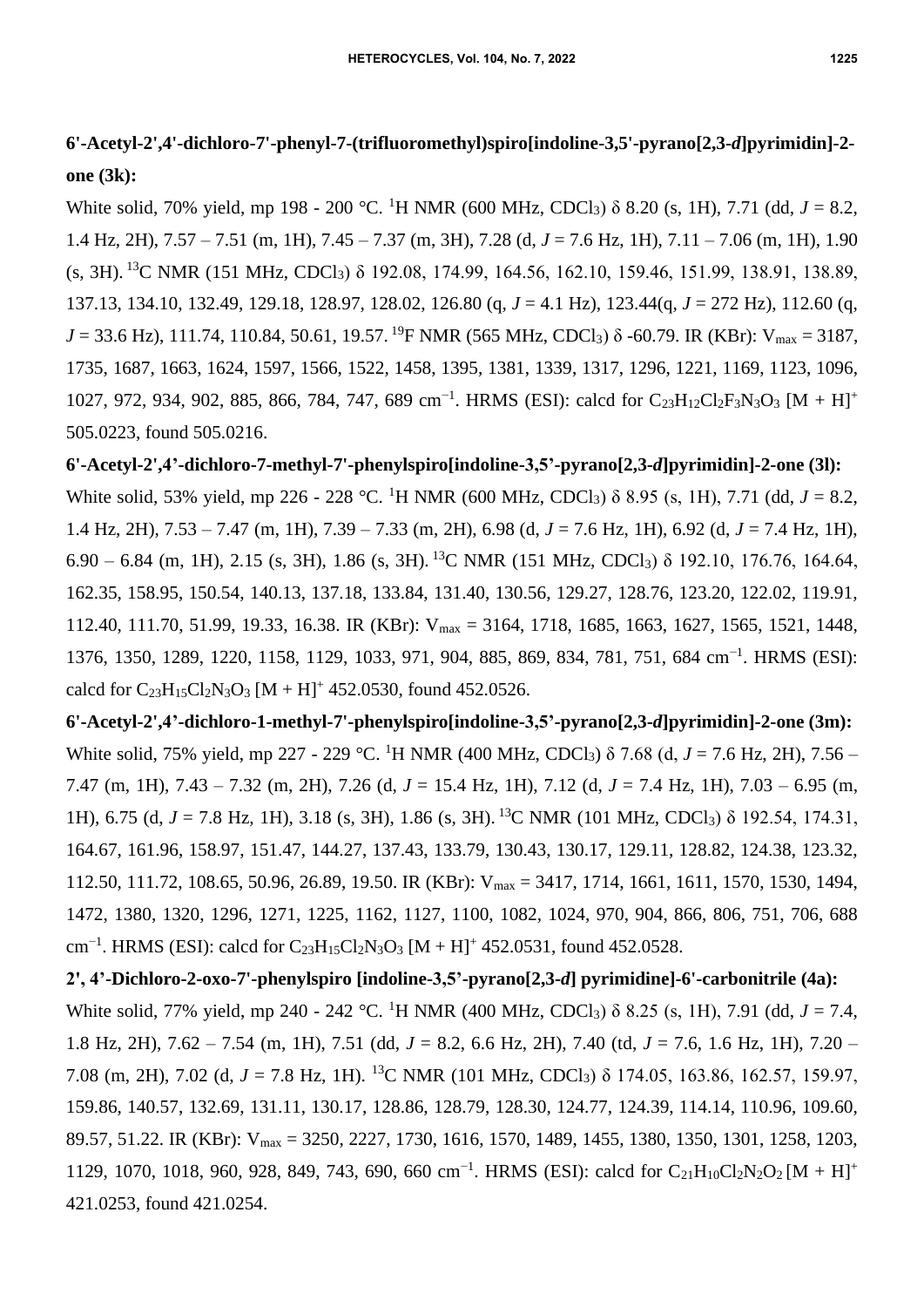**6'-Acetyl-2',4'-dichloro-7'-phenyl-7-(trifluoromethyl)spiro[indoline-3,5'-pyrano[2,3-*d*]pyrimidin]-2-one (3k):**

White solid, 70% yield, mp 198 - 200 °C. $^1$H NMR (600 MHz, $CDCl_3$) δ 8.20 (s, 1H), 7.71 (dd, *J* = 8.2, 1.4 Hz, 2H), 7.57 – 7.51 (m, 1H), 7.45 – 7.37 (m, 3H), 7.28 (d, *J* = 7.6 Hz, 1H), 7.11 – 7.06 (m, 1H), 1.90 (s, 3H). $^{13}$C NMR (151 MHz, $CDCl_3$) δ 192.08, 174.99, 164.56, 162.10, 159.46, 151.99, 138.91, 138.89, 137.13, 134.10, 132.49, 129.18, 128.97, 128.02, 126.80 (q, *J* = 4.1 Hz), 123.44(q, *J* = 272 Hz), 112.60 (q, *J* = 33.6 Hz), 111.74, 110.84, 50.61, 19.57. $^{19}$F NMR (565 MHz, $CDCl_3$) δ -60.79. IR (KBr): $V_{max}$ = 3187, 1735, 1687, 1663, 1624, 1597, 1566, 1522, 1458, 1395, 1381, 1339, 1317, 1296, 1221, 1169, 1123, 1096, 1027, 972, 934, 902, 885, 866, 784, 747, 689 cm$^{-1}$. HRMS (ESI): calcd for $C_{23}H_{12}Cl_2F_3N_3O_3$ $[M + H]^+$ 505.0223, found 505.0216.

**6'-Acetyl-2',4'-dichloro-7-methyl-7'-phenylspiro[indoline-3,5'-pyrano[2,3-*d*]pyrimidin]-2-one (3l):**

White solid, 53% yield, mp 226 - 228 °C. $^1$H NMR (600 MHz, $CDCl_3$) δ 8.95 (s, 1H), 7.71 (dd, *J* = 8.2, 1.4 Hz, 2H), 7.53 – 7.47 (m, 1H), 7.39 – 7.33 (m, 2H), 6.98 (d, *J* = 7.6 Hz, 1H), 6.92 (d, *J* = 7.4 Hz, 1H), 6.90 – 6.84 (m, 1H), 2.15 (s, 3H), 1.86 (s, 3H). $^{13}$C NMR (151 MHz, $CDCl_3$) δ 192.10, 176.76, 164.64, 162.35, 158.95, 150.54, 140.13, 137.18, 133.84, 131.40, 130.56, 129.27, 128.76, 123.20, 122.02, 119.91, 112.40, 111.70, 51.99, 19.33, 16.38. IR (KBr): $V_{max}$ = 3164, 1718, 1685, 1663, 1627, 1565, 1521, 1448, 1376, 1350, 1289, 1220, 1158, 1129, 1033, 971, 904, 885, 869, 834, 781, 751, 684 cm$^{-1}$. HRMS (ESI): calcd for $C_{23}H_{15}Cl_2N_3O_3$ $[M + H]^+$ 452.0530, found 452.0526.

**6'-Acetyl-2',4'-dichloro-1-methyl-7'-phenylspiro[indoline-3,5'-pyrano[2,3-*d*]pyrimidin]-2-one (3m):**

White solid, 75% yield, mp 227 - 229 °C. $^1$H NMR (400 MHz, $CDCl_3$) δ 7.68 (d, *J* = 7.6 Hz, 2H), 7.56 – 7.47 (m, 1H), 7.43 – 7.32 (m, 2H), 7.26 (d, *J* = 15.4 Hz, 1H), 7.12 (d, *J* = 7.4 Hz, 1H), 7.03 – 6.95 (m, 1H), 6.75 (d, *J* = 7.8 Hz, 1H), 3.18 (s, 3H), 1.86 (s, 3H). $^{13}$C NMR (101 MHz, $CDCl_3$) δ 192.54, 174.31, 164.67, 161.96, 158.97, 151.47, 144.27, 137.43, 133.79, 130.43, 130.17, 129.11, 128.82, 124.38, 123.32, 112.50, 111.72, 108.65, 50.96, 26.89, 19.50. IR (KBr): $V_{max}$ = 3417, 1714, 1661, 1611, 1570, 1530, 1494, 1472, 1380, 1320, 1296, 1271, 1225, 1162, 1127, 1100, 1082, 1024, 970, 904, 866, 806, 751, 706, 688 cm$^{-1}$. HRMS (ESI): calcd for $C_{23}H_{15}Cl_2N_3O_3$ $[M + H]^+$ 452.0531, found 452.0528.

**2', 4'-Dichloro-2-oxo-7'-phenylspiro [indoline-3,5'-pyrano[2,3-*d*] pyrimidine]-6'-carbonitrile (4a):**

White solid, 77% yield, mp 240 - 242 °C. $^1$H NMR (400 MHz, $CDCl_3$) δ 8.25 (s, 1H), 7.91 (dd, *J* = 7.4, 1.8 Hz, 2H), 7.62 – 7.54 (m, 1H), 7.51 (dd, *J* = 8.2, 6.6 Hz, 2H), 7.40 (td, *J* = 7.6, 1.6 Hz, 1H), 7.20 – 7.08 (m, 2H), 7.02 (d, *J* = 7.8 Hz, 1H). $^{13}$C NMR (101 MHz, $CDCl_3$) δ 174.05, 163.86, 162.57, 159.97, 159.86, 140.57, 132.69, 131.11, 130.17, 128.86, 128.79, 128.30, 124.77, 124.39, 114.14, 110.96, 109.60, 89.57, 51.22. IR (KBr): $V_{max}$ = 3250, 2227, 1730, 1616, 1570, 1489, 1455, 1380, 1350, 1301, 1258, 1203, 1129, 1070, 1018, 960, 928, 849, 743, 690, 660 cm$^{-1}$. HRMS (ESI): calcd for $C_{21}H_{10}Cl_2N_2O_2$ $[M + H]^+$ 421.0253, found 421.0254.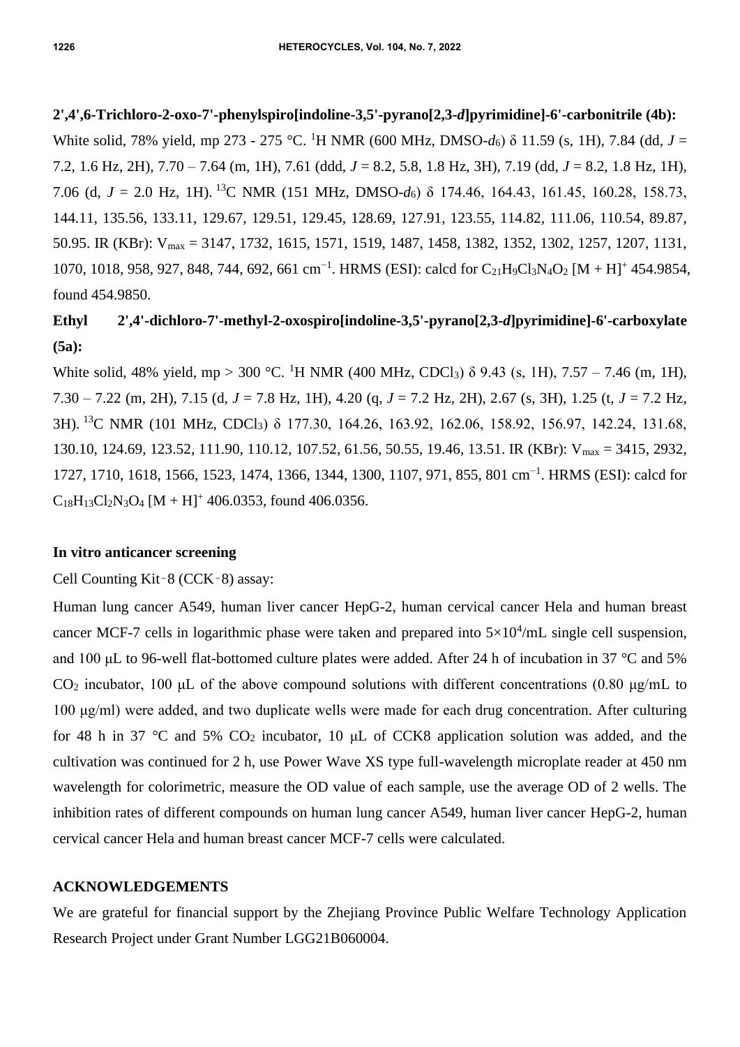**2',4',6-Trichloro-2-oxo-7'-phenylspiro[indoline-3,5'-pyrano[2,3-*d*]pyrimidine]-6'-carbonitrile (4b):**

White solid, 78% yield, mp 273 - 275 °C. $^1$H NMR (600 MHz, DMSO-$d_6$) δ 11.59 (s, 1H), 7.84 (dd, *J* = 7.2, 1.6 Hz, 2H), 7.70 – 7.64 (m, 1H), 7.61 (ddd, *J* = 8.2, 5.8, 1.8 Hz, 3H), 7.19 (dd, *J* = 8.2, 1.8 Hz, 1H), 7.06 (d, *J* = 2.0 Hz, 1H). $^{13}$C NMR (151 MHz, DMSO-$d_6$) δ 174.46, 164.43, 161.45, 160.28, 158.73, 144.11, 135.56, 133.11, 129.67, 129.51, 129.45, 128.69, 127.91, 123.55, 114.82, 111.06, 110.54, 89.87, 50.95. IR (KBr): $V_{max}$ = 3147, 1732, 1615, 1571, 1519, 1487, 1458, 1382, 1352, 1302, 1257, 1207, 1131, 1070, 1018, 958, 927, 848, 744, 692, 661 cm$^{-1}$. HRMS (ESI): calcd for $C_{21}H_9Cl_3N_4O_2$ [M + H]$^+$ 454.9854, found 454.9850.

**Ethyl 2',4'-dichloro-7'-methyl-2-oxospiro[indoline-3,5'-pyrano[2,3-*d*]pyrimidine]-6'-carboxylate (5a):**

White solid, 48% yield, mp > 300 °C. $^1$H NMR (400 MHz, $CDCl_3$) δ 9.43 (s, 1H), 7.57 – 7.46 (m, 1H), 7.30 – 7.22 (m, 2H), 7.15 (d, *J* = 7.8 Hz, 1H), 4.20 (q, *J* = 7.2 Hz, 2H), 2.67 (s, 3H), 1.25 (t, *J* = 7.2 Hz, 3H). $^{13}$C NMR (101 MHz, $CDCl_3$) δ 177.30, 164.26, 163.92, 162.06, 158.92, 156.97, 142.24, 131.68, 130.10, 124.69, 123.52, 111.90, 110.12, 107.52, 61.56, 50.55, 19.46, 13.51. IR (KBr): $V_{max}$ = 3415, 2932, 1727, 1710, 1618, 1566, 1523, 1474, 1366, 1344, 1300, 1107, 971, 855, 801 cm$^{-1}$. HRMS (ESI): calcd for $C_{18}H_{13}Cl_2N_3O_4$ [M + H]$^+$ 406.0353, found 406.0356.

## In vitro anticancer screening

Cell Counting Kit‑8 (CCK‑8) assay:

Human lung cancer A549, human liver cancer HepG-2, human cervical cancer Hela and human breast cancer MCF-7 cells in logarithmic phase were taken and prepared into $5\times10^4$/mL single cell suspension, and 100 μL to 96-well flat-bottomed culture plates were added. After 24 h of incubation in 37 °C and 5% $CO_2$ incubator, 100 μL of the above compound solutions with different concentrations (0.80 μg/mL to 100 μg/ml) were added, and two duplicate wells were made for each drug concentration. After culturing for 48 h in 37 °C and 5% $CO_2$ incubator, 10 μL of CCK8 application solution was added, and the cultivation was continued for 2 h, use Power Wave XS type full-wavelength microplate reader at 450 nm wavelength for colorimetric, measure the OD value of each sample, use the average OD of 2 wells. The inhibition rates of different compounds on human lung cancer A549, human liver cancer HepG-2, human cervical cancer Hela and human breast cancer MCF-7 cells were calculated.

## ACKNOWLEDGEMENTS

We are grateful for financial support by the Zhejiang Province Public Welfare Technology Application Research Project under Grant Number LGG21B060004.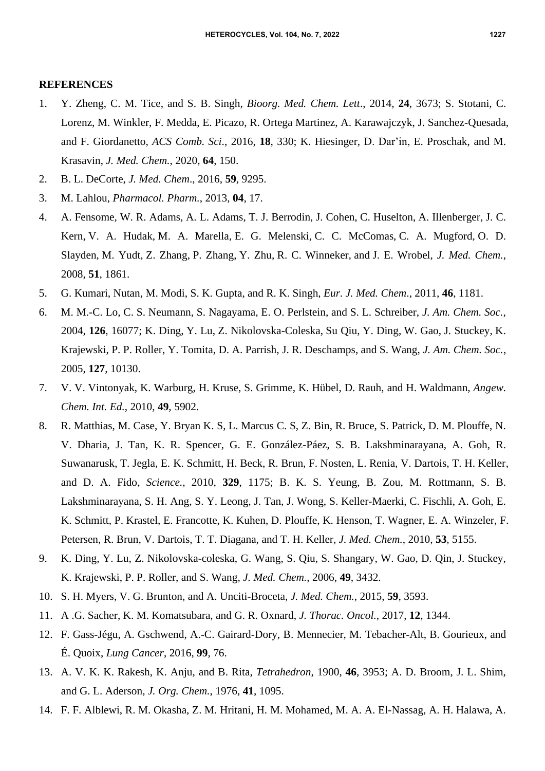## REFERENCES

1. Y. Zheng, C. M. Tice, and S. B. Singh, *Bioorg. Med. Chem. Lett*., 2014, **24**, 3673; S. Stotani, C. Lorenz, M. Winkler, F. Medda, E. Picazo, R. Ortega Martinez, A. Karawajczyk, J. Sanchez-Quesada, and F. Giordanetto, *ACS Comb. Sci*., 2016, **18**, 330; K. Hiesinger, D. Dar'in, E. Proschak, and M. Krasavin, *J. Med. Chem.*, 2020, **64**, 150.
2. B. L. DeCorte, *J. Med. Chem*., 2016, **59**, 9295.
3. M. Lahlou, *Pharmacol. Pharm.*, 2013, **04**, 17.
4. A. Fensome, W. R. Adams, A. L. Adams, T. J. Berrodin, J. Cohen, C. Huselton, A. Illenberger, J. C. Kern, V. A. Hudak, M. A. Marella, E. G. Melenski, C. C. McComas, C. A. Mugford, O. D. Slayden, M. Yudt, Z. Zhang, P. Zhang, Y. Zhu, R. C. Winneker, and J. E. Wrobel, *J. Med. Chem.*, 2008, **51**, 1861.
5. G. Kumari, Nutan, M. Modi, S. K. Gupta, and R. K. Singh, *Eur. J. Med. Chem*., 2011, **46**, 1181.
6. M. M.-C. Lo, C. S. Neumann, S. Nagayama, E. O. Perlstein, and S. L. Schreiber, *J. Am. Chem. Soc.*, 2004, **126**, 16077; K. Ding, Y. Lu, Z. Nikolovska-Coleska, Su Qiu, Y. Ding, W. Gao, J. Stuckey, K. Krajewski, P. P. Roller, Y. Tomita, D. A. Parrish, J. R. Deschamps, and S. Wang, *J. Am. Chem. Soc.*, 2005, **127**, 10130.
7. V. V. Vintonyak, K. Warburg, H. Kruse, S. Grimme, K. Hübel, D. Rauh, and H. Waldmann, *Angew. Chem. Int. Ed.*, 2010, **49**, 5902.
8. R. Matthias, M. Case, Y. Bryan K. S, L. Marcus C. S, Z. Bin, R. Bruce, S. Patrick, D. M. Plouffe, N. V. Dharia, J. Tan, K. R. Spencer, G. E. González-Páez, S. B. Lakshminarayana, A. Goh, R. Suwanarusk, T. Jegla, E. K. Schmitt, H. Beck, R. Brun, F. Nosten, L. Renia, V. Dartois, T. H. Keller, and D. A. Fido, *Science.*, 2010, **329**, 1175; B. K. S. Yeung, B. Zou, M. Rottmann, S. B. Lakshminarayana, S. H. Ang, S. Y. Leong, J. Tan, J. Wong, S. Keller-Maerki, C. Fischli, A. Goh, E. K. Schmitt, P. Krastel, E. Francotte, K. Kuhen, D. Plouffe, K. Henson, T. Wagner, E. A. Winzeler, F. Petersen, R. Brun, V. Dartois, T. T. Diagana, and T. H. Keller, *J. Med. Chem.*, 2010, **53**, 5155.
9. K. Ding, Y. Lu, Z. Nikolovska-coleska, G. Wang, S. Qiu, S. Shangary, W. Gao, D. Qin, J. Stuckey, K. Krajewski, P. P. Roller, and S. Wang, *J. Med. Chem.*, 2006, **49**, 3432.
10. S. H. Myers, V. G. Brunton, and A. Unciti-Broceta, *J. Med. Chem.*, 2015, **59**, 3593.
11. A .G. Sacher, K. M. Komatsubara, and G. R. Oxnard, *J. Thorac. Oncol.*, 2017, **12**, 1344.
12. F. Gass-Jégu, A. Gschwend, A.-C. Gairard-Dory, B. Mennecier, M. Tebacher-Alt, B. Gourieux, and É. Quoix, *Lung Cancer*, 2016, **99**, 76.
13. A. V. K. K. Rakesh, K. Anju, and B. Rita, *Tetrahedron*, 1900, **46**, 3953; A. D. Broom, J. L. Shim, and G. L. Aderson, *J. Org. Chem.*, 1976, **41**, 1095.
14. F. F. Alblewi, R. M. Okasha, Z. M. Hritani, H. M. Mohamed, M. A. A. El-Nassag, A. H. Halawa, A.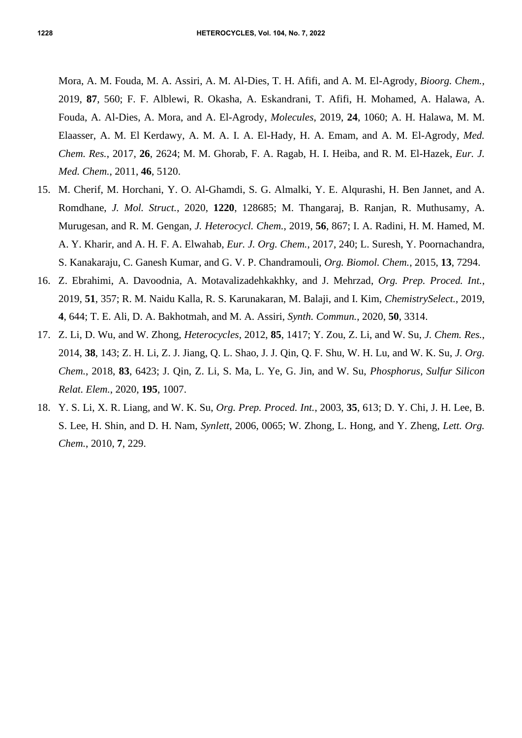Mora, A. M. Fouda, M. A. Assiri, A. M. Al-Dies, T. H. Afifi, and A. M. El-Agrody, *Bioorg. Chem.*, 2019, **87**, 560; F. F. Alblewi, R. Okasha, A. Eskandrani, T. Afifi, H. Mohamed, A. Halawa, A. Fouda, A. Al-Dies, A. Mora, and A. El-Agrody, *Molecules*, 2019, **24**, 1060; A. H. Halawa, M. M. Elaasser, A. M. El Kerdawy, A. M. A. I. A. El-Hady, H. A. Emam, and A. M. El-Agrody, *Med. Chem. Res.*, 2017, **26**, 2624; M. M. Ghorab, F. A. Ragab, H. I. Heiba, and R. M. El-Hazek, *Eur. J. Med. Chem.*, 2011, **46**, 5120.

15. M. Cherif, M. Horchani, Y. O. Al-Ghamdi, S. G. Almalki, Y. E. Alqurashi, H. Ben Jannet, and A. Romdhane, *J. Mol. Struct.*, 2020, **1220**, 128685; M. Thangaraj, B. Ranjan, R. Muthusamy, A. Murugesan, and R. M. Gengan, *J. Heterocycl. Chem.*, 2019, **56**, 867; I. A. Radini, H. M. Hamed, M. A. Y. Kharir, and A. H. F. A. Elwahab, *Eur. J. Org. Chem.*, 2017, 240; L. Suresh, Y. Poornachandra, S. Kanakaraju, C. Ganesh Kumar, and G. V. P. Chandramouli, *Org. Biomol. Chem.*, 2015, **13**, 7294.
16. Z. Ebrahimi, A. Davoodnia, A. Motavalizadehkakhky, and J. Mehrzad, *Org. Prep. Proced. Int.*, 2019, **51**, 357; R. M. Naidu Kalla, R. S. Karunakaran, M. Balaji, and I. Kim, *ChemistrySelect.*, 2019, **4**, 644; T. E. Ali, D. A. Bakhotmah, and M. A. Assiri, *Synth. Commun.*, 2020, **50**, 3314.
17. Z. Li, D. Wu, and W. Zhong, *Heterocycles*, 2012, **85**, 1417; Y. Zou, Z. Li, and W. Su, *J. Chem. Res.*, 2014, **38**, 143; Z. H. Li, Z. J. Jiang, Q. L. Shao, J. J. Qin, Q. F. Shu, W. H. Lu, and W. K. Su, *J. Org. Chem.*, 2018, **83**, 6423; J. Qin, Z. Li, S. Ma, L. Ye, G. Jin, and W. Su, *Phosphorus, Sulfur Silicon Relat. Elem.*, 2020, **195**, 1007.
18. Y. S. Li, X. R. Liang, and W. K. Su, *Org. Prep. Proced. Int.*, 2003, **35**, 613; D. Y. Chi, J. H. Lee, B. S. Lee, H. Shin, and D. H. Nam, *Synlett*, 2006, 0065; W. Zhong, L. Hong, and Y. Zheng, *Lett. Org. Chem.*, 2010, **7**, 229.